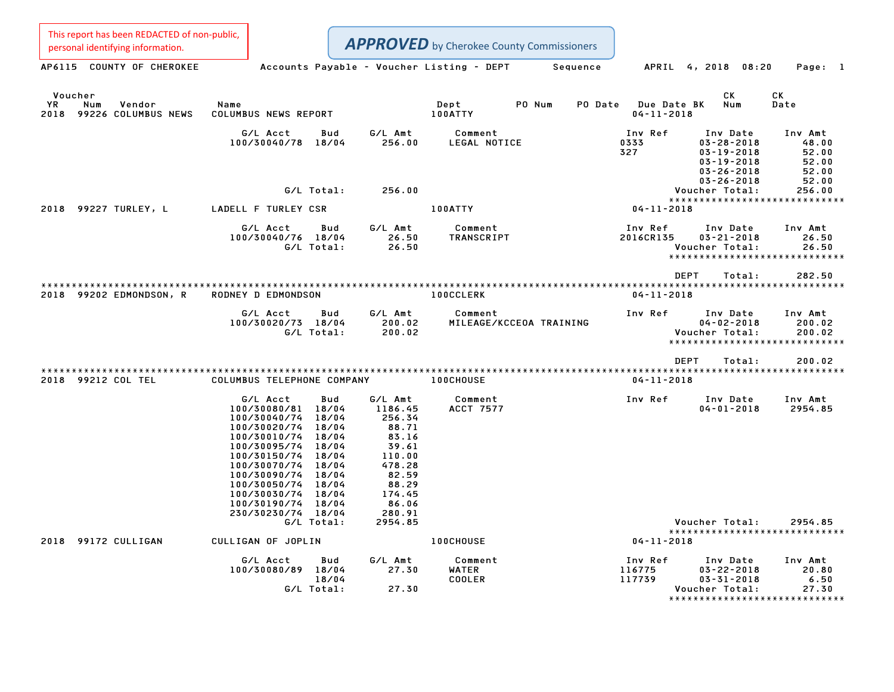This report has been REDACTED of non-public, personal identifying information.

**APPROVED** by Cherokee County Commissioners

AP6115 COUNTY OF CHEROKEE — Accounts Payable - Voucher Listing - DEPT Sequence — APRIL 4, 2018 08:20

| Voucher YR | Num | Vendor | Name | Dept | PO Num | PO Date | Due Date | BK | CK Num | CK Date |
|---|---|---|---|---|---|---|---|---|---|---|
| 2018 | 99226 | COLUMBUS NEWS | COLUMBUS NEWS REPORT | 100ATTY | | | 04-11-2018 | | | |

| G/L Acct | Bud | G/L Amt | Comment | Inv Ref | Inv Date | Inv Amt |
|---|---|---|---|---|---|---|
| 100/30040/78 | 18/04 | 256.00 | LEGAL NOTICE | 0333 | 03-28-2018 | 48.00 |
| | | | | 327 | 03-19-2018 | 52.00 |
| | | | | | 03-19-2018 | 52.00 |
| | | | | | 03-26-2018 | 52.00 |
| | | | | | 03-26-2018 | 52.00 |
| | G/L Total: | 256.00 | | | Voucher Total: | 256.00 |

| Voucher YR | Num | Vendor | Name | Dept | Due Date |
|---|---|---|---|---|---|
| 2018 | 99227 | TURLEY, L | LADELL F TURLEY CSR | 100ATTY | 04-11-2018 |

| G/L Acct | Bud | G/L Amt | Comment | Inv Ref | Inv Date | Inv Amt |
|---|---|---|---|---|---|---|
| 100/30040/76 | 18/04 | 26.50 | TRANSCRIPT | 2016CR135 | 03-21-2018 | 26.50 |
| | G/L Total: | 26.50 | | | Voucher Total: | 26.50 |

DEPT Total: 282.50

| Voucher YR | Num | Vendor | Name | Dept | Due Date |
|---|---|---|---|---|---|
| 2018 | 99202 | EDMONDSON, R | RODNEY D EDMONDSON | 100CCLERK | 04-11-2018 |

| G/L Acct | Bud | G/L Amt | Comment | Inv Ref | Inv Date | Inv Amt |
|---|---|---|---|---|---|---|
| 100/30020/73 | 18/04 | 200.02 | MILEAGE/KCCEOA TRAINING | | 04-02-2018 | 200.02 |
| | G/L Total: | 200.02 | | | Voucher Total: | 200.02 |

DEPT Total: 200.02

| Voucher YR | Num | Vendor | Name | Dept | Due Date |
|---|---|---|---|---|---|
| 2018 | 99212 | COL TEL | COLUMBUS TELEPHONE COMPANY | 100CHOUSE | 04-11-2018 |

| G/L Acct | Bud | G/L Amt | Comment | Inv Ref | Inv Date | Inv Amt |
|---|---|---|---|---|---|---|
| 100/30080/81 | 18/04 | 1186.45 | ACCT 7577 | | 04-01-2018 | 2954.85 |
| 100/30040/74 | 18/04 | 256.34 | | | | |
| 100/30020/74 | 18/04 | 88.71 | | | | |
| 100/30010/74 | 18/04 | 83.16 | | | | |
| 100/30095/74 | 18/04 | 39.61 | | | | |
| 100/30150/74 | 18/04 | 110.00 | | | | |
| 100/30070/74 | 18/04 | 478.28 | | | | |
| 100/30090/74 | 18/04 | 82.59 | | | | |
| 100/30050/74 | 18/04 | 88.29 | | | | |
| 100/30030/74 | 18/04 | 174.45 | | | | |
| 100/30190/74 | 18/04 | 86.06 | | | | |
| 230/30230/74 | 18/04 | 280.91 | | | | |
| | G/L Total: | 2954.85 | | | Voucher Total: | 2954.85 |

| Voucher YR | Num | Vendor | Name | Dept | Due Date |
|---|---|---|---|---|---|
| 2018 | 99172 | CULLIGAN | CULLIGAN OF JOPLIN | 100CHOUSE | 04-11-2018 |

| G/L Acct | Bud | G/L Amt | Comment | Inv Ref | Inv Date | Inv Amt |
|---|---|---|---|---|---|---|
| 100/30080/89 | 18/04 | 27.30 | WATER | 116775 | 03-22-2018 | 20.80 |
| | 18/04 | | COOLER | 117739 | 03-31-2018 | 6.50 |
| | G/L Total: | 27.30 | | | Voucher Total: | 27.30 |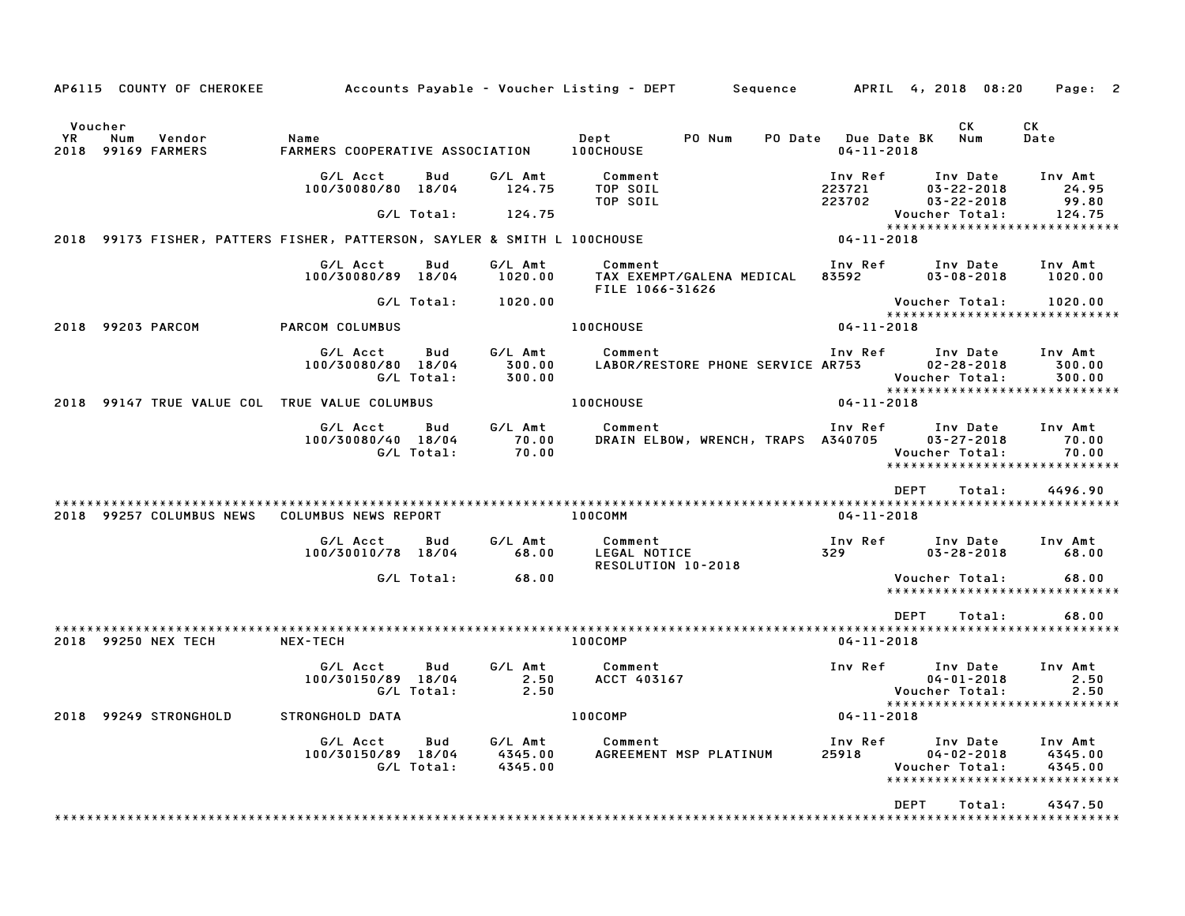AP6115 COUNTY OF CHEROKEE Accounts Payable - Voucher Listing - DEPT Sequence APRIL 4, 2018 08:20

| Voucher YR | Num | Vendor | Name | Dept | PO Num | PO Date | Due Date BK | CK Num | CK Date |
|---|---|---|---|---|---|---|---|---|---|
| 2018 | 99169 | FARMERS | FARMERS COOPERATIVE ASSOCIATION | 100CHOUSE | | | 04-11-2018 | | |

| G/L Acct | Bud | G/L Amt | Comment | Inv Ref | Inv Date | Inv Amt |
|---|---|---|---|---|---|---|
| 100/30080/80 | 18/04 | 124.75 | TOP SOIL | 223721 | 03-22-2018 | 24.95 |
| | | | TOP SOIL | 223702 | 03-22-2018 | 99.80 |
| | G/L Total: | 124.75 | | | Voucher Total: | 124.75 |

****************************

| Voucher YR | Num | Vendor | Name | Dept | Due Date BK |
|---|---|---|---|---|---|
| 2018 | 99173 | FISHER, PATTERS | FISHER, PATTERSON, SAYLER & SMITH L | 100CHOUSE | 04-11-2018 |

| G/L Acct | Bud | G/L Amt | Comment | Inv Ref | Inv Date | Inv Amt |
|---|---|---|---|---|---|---|
| 100/30080/89 | 18/04 | 1020.00 | TAX EXEMPT/GALENA MEDICAL FILE 1066-31626 | 83592 | 03-08-2018 | 1020.00 |
| | G/L Total: | 1020.00 | | | Voucher Total: | 1020.00 |

****************************

| Voucher YR | Num | Vendor | Name | Dept | Due Date BK |
|---|---|---|---|---|---|
| 2018 | 99203 | PARCOM | PARCOM COLUMBUS | 100CHOUSE | 04-11-2018 |

| G/L Acct | Bud | G/L Amt | Comment | Inv Ref | Inv Date | Inv Amt |
|---|---|---|---|---|---|---|
| 100/30080/80 | 18/04 | 300.00 | LABOR/RESTORE PHONE SERVICE | AR753 | 02-28-2018 | 300.00 |
| | G/L Total: | 300.00 | | | Voucher Total: | 300.00 |

****************************

| Voucher YR | Num | Vendor | Name | Dept | Due Date BK |
|---|---|---|---|---|---|
| 2018 | 99147 | TRUE VALUE COL | TRUE VALUE COLUMBUS | 100CHOUSE | 04-11-2018 |

| G/L Acct | Bud | G/L Amt | Comment | Inv Ref | Inv Date | Inv Amt |
|---|---|---|---|---|---|---|
| 100/30080/40 | 18/04 | 70.00 | DRAIN ELBOW, WRENCH, TRAPS | A340705 | 03-27-2018 | 70.00 |
| | G/L Total: | 70.00 | | | Voucher Total: | 70.00 |

****************************

DEPT Total: 4496.90

****************************

| Voucher YR | Num | Vendor | Name | Dept | Due Date BK |
|---|---|---|---|---|---|
| 2018 | 99257 | COLUMBUS NEWS | COLUMBUS NEWS REPORT | 100COMM | 04-11-2018 |

| G/L Acct | Bud | G/L Amt | Comment | Inv Ref | Inv Date | Inv Amt |
|---|---|---|---|---|---|---|
| 100/30010/78 | 18/04 | 68.00 | LEGAL NOTICE RESOLUTION 10-2018 | 329 | 03-28-2018 | 68.00 |
| | G/L Total: | 68.00 | | | Voucher Total: | 68.00 |

****************************

DEPT Total: 68.00

****************************

| Voucher YR | Num | Vendor | Name | Dept | Due Date BK |
|---|---|---|---|---|---|
| 2018 | 99250 | NEX TECH | NEX-TECH | 100COMP | 04-11-2018 |

| G/L Acct | Bud | G/L Amt | Comment | Inv Ref | Inv Date | Inv Amt |
|---|---|---|---|---|---|---|
| 100/30150/89 | 18/04 | 2.50 | ACCT 403167 | | 04-01-2018 | 2.50 |
| | G/L Total: | 2.50 | | | Voucher Total: | 2.50 |

****************************

| Voucher YR | Num | Vendor | Name | Dept | Due Date BK |
|---|---|---|---|---|---|
| 2018 | 99249 | STRONGHOLD | STRONGHOLD DATA | 100COMP | 04-11-2018 |

| G/L Acct | Bud | G/L Amt | Comment | Inv Ref | Inv Date | Inv Amt |
|---|---|---|---|---|---|---|
| 100/30150/89 | 18/04 | 4345.00 | AGREEMENT MSP PLATINUM | 25918 | 04-02-2018 | 4345.00 |
| | G/L Total: | 4345.00 | | | Voucher Total: | 4345.00 |

****************************

DEPT Total: 4347.50

****************************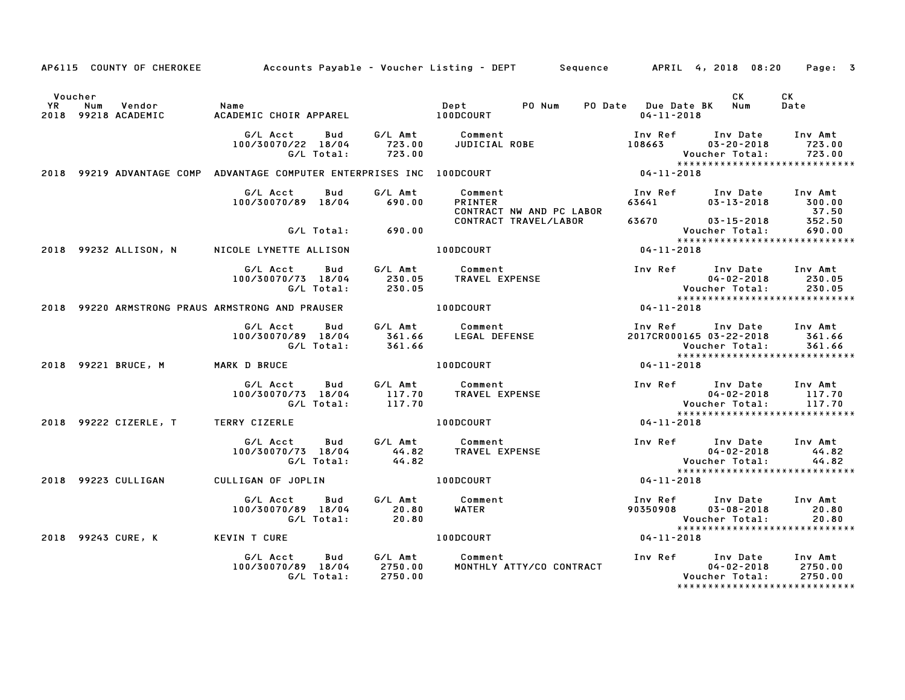AP6115 COUNTY OF CHEROKEE Accounts Payable - Voucher Listing - DEPT Sequence APRIL 4, 2018 08:20 Page: 3

| Voucher YR | Num | Vendor | Name | Dept | PO Num | PO Date | Due Date BK | CK Num | CK Date |
|---|---|---|---|---|---|---|---|---|---|
| 2018 | 99218 | ACADEMIC | ACADEMIC CHOIR APPAREL | 100DCOURT | | | 04-11-2018 | | |

| G/L Acct | Bud | G/L Amt | Comment | Inv Ref | Inv Date | Inv Amt |
|---|---|---|---|---|---|---|
| 100/30070/22 | 18/04 | 723.00 | JUDICIAL ROBE | 108663 | 03-20-2018 | 723.00 |
| | G/L Total: | 723.00 | | | Voucher Total: | 723.00 |

****************************

| Voucher YR | Num | Vendor | Name | Dept | Due Date |
|---|---|---|---|---|---|
| 2018 | 99219 | ADVANTAGE COMP | ADVANTAGE COMPUTER ENTERPRISES INC | 100DCOURT | 04-11-2018 |

| G/L Acct | Bud | G/L Amt | Comment | Inv Ref | Inv Date | Inv Amt |
|---|---|---|---|---|---|---|
| 100/30070/89 | 18/04 | 690.00 | PRINTER | 63641 | 03-13-2018 | 300.00 |
| | | | CONTRACT NW AND PC LABOR | | | 37.50 |
| | | | CONTRACT TRAVEL/LABOR | 63670 | 03-15-2018 | 352.50 |
| | G/L Total: | 690.00 | | | Voucher Total: | 690.00 |

****************************

| Voucher YR | Num | Vendor | Name | Dept | Due Date |
|---|---|---|---|---|---|
| 2018 | 99232 | ALLISON, N | NICOLE LYNETTE ALLISON | 100DCOURT | 04-11-2018 |

| G/L Acct | Bud | G/L Amt | Comment | Inv Ref | Inv Date | Inv Amt |
|---|---|---|---|---|---|---|
| 100/30070/73 | 18/04 | 230.05 | TRAVEL EXPENSE | | 04-02-2018 | 230.05 |
| | G/L Total: | 230.05 | | | Voucher Total: | 230.05 |

****************************

| Voucher YR | Num | Vendor | Name | Dept | Due Date |
|---|---|---|---|---|---|
| 2018 | 99220 | ARMSTRONG PRAUS | ARMSTRONG AND PRAUSER | 100DCOURT | 04-11-2018 |

| G/L Acct | Bud | G/L Amt | Comment | Inv Ref | Inv Date | Inv Amt |
|---|---|---|---|---|---|---|
| 100/30070/89 | 18/04 | 361.66 | LEGAL DEFENSE | 2017CR000165 | 03-22-2018 | 361.66 |
| | G/L Total: | 361.66 | | | Voucher Total: | 361.66 |

****************************

| Voucher YR | Num | Vendor | Name | Dept | Due Date |
|---|---|---|---|---|---|
| 2018 | 99221 | BRUCE, M | MARK D BRUCE | 100DCOURT | 04-11-2018 |

| G/L Acct | Bud | G/L Amt | Comment | Inv Ref | Inv Date | Inv Amt |
|---|---|---|---|---|---|---|
| 100/30070/73 | 18/04 | 117.70 | TRAVEL EXPENSE | | 04-02-2018 | 117.70 |
| | G/L Total: | 117.70 | | | Voucher Total: | 117.70 |

****************************

| Voucher YR | Num | Vendor | Name | Dept | Due Date |
|---|---|---|---|---|---|
| 2018 | 99222 | CIZERLE, T | TERRY CIZERLE | 100DCOURT | 04-11-2018 |

| G/L Acct | Bud | G/L Amt | Comment | Inv Ref | Inv Date | Inv Amt |
|---|---|---|---|---|---|---|
| 100/30070/73 | 18/04 | 44.82 | TRAVEL EXPENSE | | 04-02-2018 | 44.82 |
| | G/L Total: | 44.82 | | | Voucher Total: | 44.82 |

****************************

| Voucher YR | Num | Vendor | Name | Dept | Due Date |
|---|---|---|---|---|---|
| 2018 | 99223 | CULLIGAN | CULLIGAN OF JOPLIN | 100DCOURT | 04-11-2018 |

| G/L Acct | Bud | G/L Amt | Comment | Inv Ref | Inv Date | Inv Amt |
|---|---|---|---|---|---|---|
| 100/30070/89 | 18/04 | 20.80 | WATER | 90350908 | 03-08-2018 | 20.80 |
| | G/L Total: | 20.80 | | | Voucher Total: | 20.80 |

****************************

| Voucher YR | Num | Vendor | Name | Dept | Due Date |
|---|---|---|---|---|---|
| 2018 | 99243 | CURE, K | KEVIN T CURE | 100DCOURT | 04-11-2018 |

| G/L Acct | Bud | G/L Amt | Comment | Inv Ref | Inv Date | Inv Amt |
|---|---|---|---|---|---|---|
| 100/30070/89 | 18/04 | 2750.00 | MONTHLY ATTY/CO CONTRACT | | 04-02-2018 | 2750.00 |
| | G/L Total: | 2750.00 | | | Voucher Total: | 2750.00 |

****************************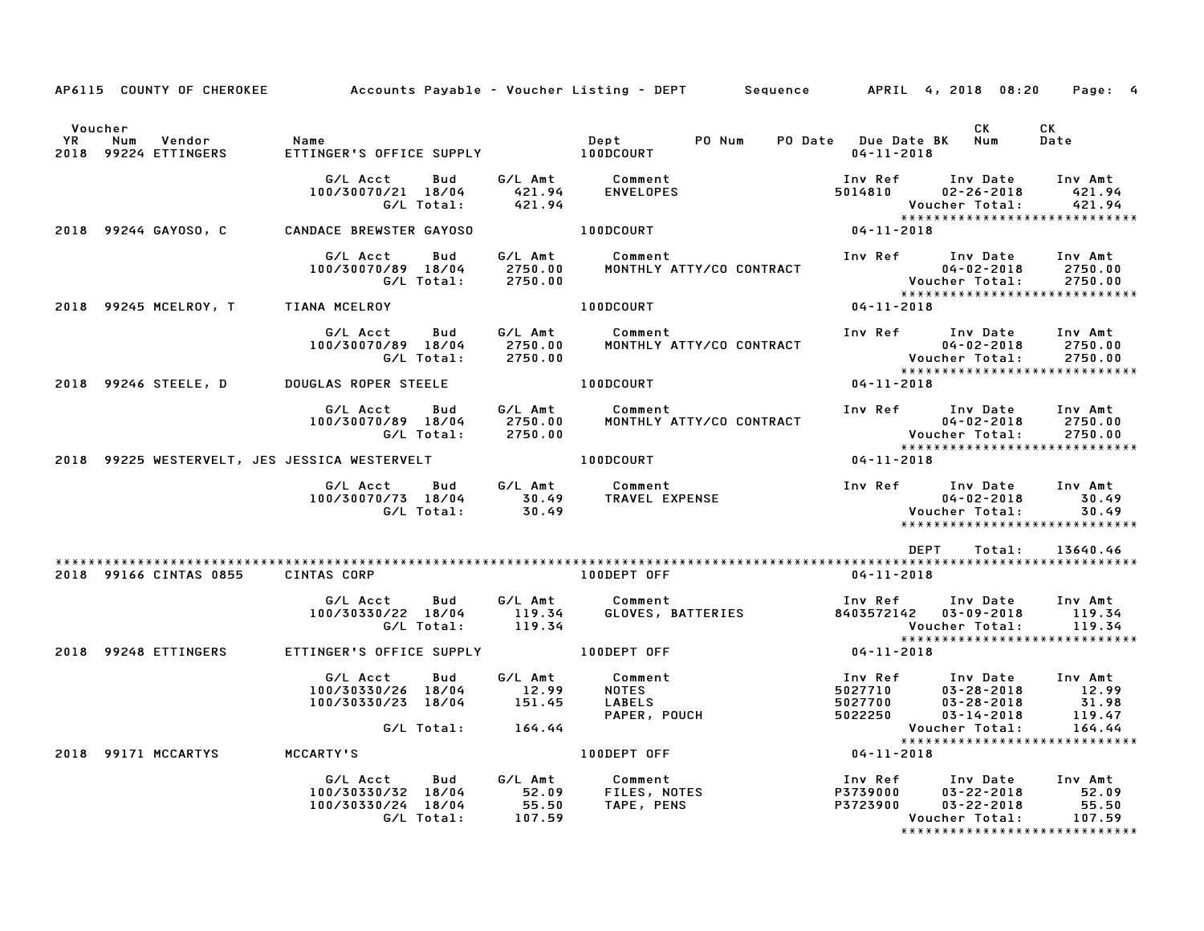AP6115 COUNTY OF CHEROKEE — Accounts Payable - Voucher Listing - DEPT — Sequence — APRIL 4, 2018 08:20

| Voucher YR | Num | Vendor | Name | Dept | PO Num | PO Date | Due Date BK | CK Num | CK Date |
|---|---|---|---|---|---|---|---|---|---|
| 2018 | 99224 | ETTINGERS | ETTINGER'S OFFICE SUPPLY | 100DCOURT | | | 04-11-2018 | | |

| G/L Acct | Bud | G/L Amt | Comment | Inv Ref | Inv Date | Inv Amt |
|---|---|---|---|---|---|---|
| 100/30070/21 | 18/04 | 421.94 | ENVELOPES | 5014810 | 02-26-2018 | 421.94 |
| | G/L Total: | 421.94 | | | Voucher Total: | 421.94 |

****************************

| Voucher YR | Num | Vendor | Name | Dept | Due Date BK |
|---|---|---|---|---|---|
| 2018 | 99244 | GAYOSO, C | CANDACE BREWSTER GAYOSO | 100DCOURT | 04-11-2018 |

| G/L Acct | Bud | G/L Amt | Comment | Inv Ref | Inv Date | Inv Amt |
|---|---|---|---|---|---|---|
| 100/30070/89 | 18/04 | 2750.00 | MONTHLY ATTY/CO CONTRACT | | 04-02-2018 | 2750.00 |
| | G/L Total: | 2750.00 | | | Voucher Total: | 2750.00 |

****************************

| Voucher YR | Num | Vendor | Name | Dept | Due Date BK |
|---|---|---|---|---|---|
| 2018 | 99245 | MCELROY, T | TIANA MCELROY | 100DCOURT | 04-11-2018 |

| G/L Acct | Bud | G/L Amt | Comment | Inv Ref | Inv Date | Inv Amt |
|---|---|---|---|---|---|---|
| 100/30070/89 | 18/04 | 2750.00 | MONTHLY ATTY/CO CONTRACT | | 04-02-2018 | 2750.00 |
| | G/L Total: | 2750.00 | | | Voucher Total: | 2750.00 |

****************************

| Voucher YR | Num | Vendor | Name | Dept | Due Date BK |
|---|---|---|---|---|---|
| 2018 | 99246 | STEELE, D | DOUGLAS ROPER STEELE | 100DCOURT | 04-11-2018 |

| G/L Acct | Bud | G/L Amt | Comment | Inv Ref | Inv Date | Inv Amt |
|---|---|---|---|---|---|---|
| 100/30070/89 | 18/04 | 2750.00 | MONTHLY ATTY/CO CONTRACT | | 04-02-2018 | 2750.00 |
| | G/L Total: | 2750.00 | | | Voucher Total: | 2750.00 |

****************************

| Voucher YR | Num | Vendor | Name | Dept | Due Date BK |
|---|---|---|---|---|---|
| 2018 | 99225 | WESTERVELT, JES | JESSICA WESTERVELT | 100DCOURT | 04-11-2018 |

| G/L Acct | Bud | G/L Amt | Comment | Inv Ref | Inv Date | Inv Amt |
|---|---|---|---|---|---|---|
| 100/30070/73 | 18/04 | 30.49 | TRAVEL EXPENSE | | 04-02-2018 | 30.49 |
| | G/L Total: | 30.49 | | | Voucher Total: | 30.49 |

****************************

DEPT Total: 13640.46

****************************************************************************************************************

| Voucher YR | Num | Vendor | Name | Dept | Due Date BK |
|---|---|---|---|---|---|
| 2018 | 99166 | CINTAS 0855 | CINTAS CORP | 100DEPT OFF | 04-11-2018 |

| G/L Acct | Bud | G/L Amt | Comment | Inv Ref | Inv Date | Inv Amt |
|---|---|---|---|---|---|---|
| 100/30330/22 | 18/04 | 119.34 | GLOVES, BATTERIES | 8403572142 | 03-09-2018 | 119.34 |
| | G/L Total: | 119.34 | | | Voucher Total: | 119.34 |

****************************

| Voucher YR | Num | Vendor | Name | Dept | Due Date BK |
|---|---|---|---|---|---|
| 2018 | 99248 | ETTINGERS | ETTINGER'S OFFICE SUPPLY | 100DEPT OFF | 04-11-2018 |

| G/L Acct | Bud | G/L Amt | Comment | Inv Ref | Inv Date | Inv Amt |
|---|---|---|---|---|---|---|
| 100/30330/26 | 18/04 | 12.99 | NOTES | 5027710 | 03-28-2018 | 12.99 |
| 100/30330/23 | 18/04 | 151.45 | LABELS | 5027700 | 03-28-2018 | 31.98 |
| | | | PAPER, POUCH | 5022250 | 03-14-2018 | 119.47 |
| | G/L Total: | 164.44 | | | Voucher Total: | 164.44 |

****************************

| Voucher YR | Num | Vendor | Name | Dept | Due Date BK |
|---|---|---|---|---|---|
| 2018 | 99171 | MCCARTYS | MCCARTY'S | 100DEPT OFF | 04-11-2018 |

| G/L Acct | Bud | G/L Amt | Comment | Inv Ref | Inv Date | Inv Amt |
|---|---|---|---|---|---|---|
| 100/30330/32 | 18/04 | 52.09 | FILES, NOTES | P3739000 | 03-22-2018 | 52.09 |
| 100/30330/24 | 18/04 | 55.50 | TAPE, PENS | P3723900 | 03-22-2018 | 55.50 |
| | G/L Total: | 107.59 | | | Voucher Total: | 107.59 |

****************************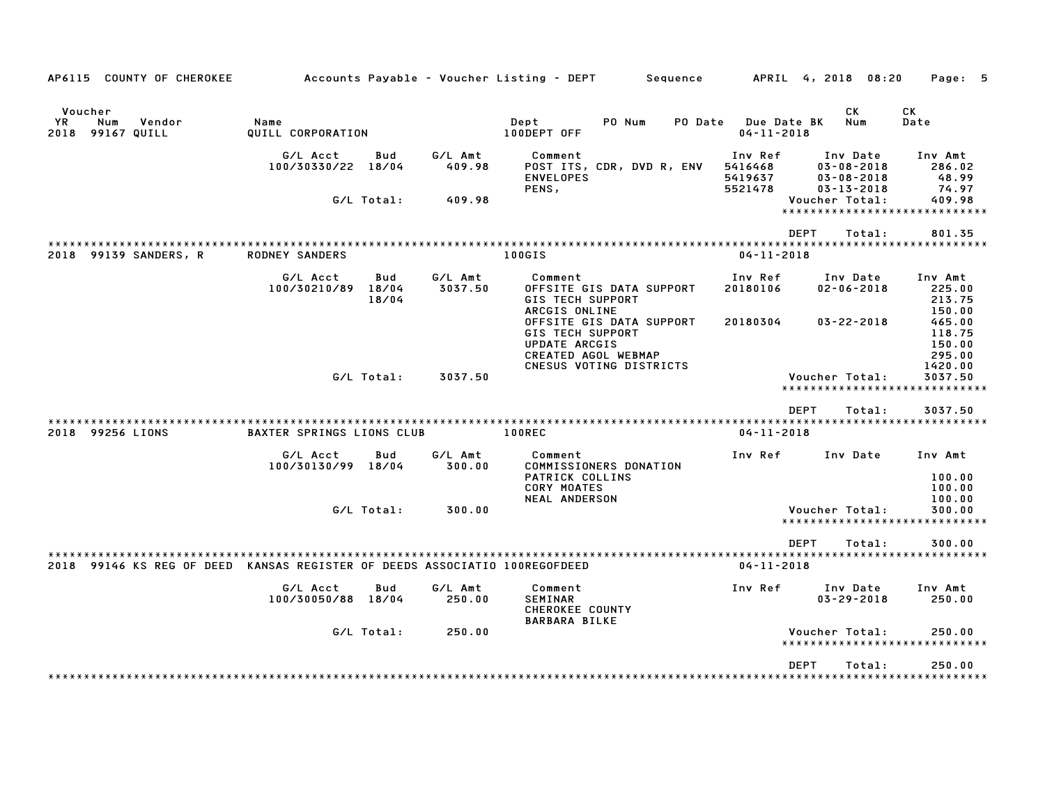AP6115 COUNTY OF CHEROKEE Accounts Payable - Voucher Listing - DEPT Sequence APRIL 4, 2018 08:20

| Voucher YR | Num | Vendor | Name | Dept | PO Num | PO Date | Due Date BK | CK Num | CK Date |
|---|---|---|---|---|---|---|---|---|---|
| 2018 | 99167 | QUILL | QUILL CORPORATION | 100DEPT OFF | | | 04-11-2018 | | |

| G/L Acct | Bud | G/L Amt | Comment | Inv Ref | Inv Date | Inv Amt |
|---|---|---|---|---|---|---|
| 100/30330/22 | 18/04 | 409.98 | POST ITS, CDR, DVD R, ENV | 5416468 | 03-08-2018 | 286.02 |
| | | | ENVELOPES | 5419637 | 03-08-2018 | 48.99 |
| | | | PENS, | 5521478 | 03-13-2018 | 74.97 |
| | G/L Total: | 409.98 | | | Voucher Total: | 409.98 |

DEPT Total: 801.35

| Voucher YR | Num | Vendor | Name | Dept | Due Date |
|---|---|---|---|---|---|
| 2018 | 99139 | SANDERS, R | RODNEY SANDERS | 100GIS | 04-11-2018 |

| G/L Acct | Bud | G/L Amt | Comment | Inv Ref | Inv Date | Inv Amt |
|---|---|---|---|---|---|---|
| 100/30210/89 | 18/04 | 3037.50 | OFFSITE GIS DATA SUPPORT | 20180106 | 02-06-2018 | 225.00 |
| | 18/04 | | GIS TECH SUPPORT | | | 213.75 |
| | | | ARCGIS ONLINE | | | 150.00 |
| | | | OFFSITE GIS DATA SUPPORT | 20180304 | 03-22-2018 | 465.00 |
| | | | GIS TECH SUPPORT | | | 118.75 |
| | | | UPDATE ARCGIS | | | 150.00 |
| | | | CREATED AGOL WEBMAP | | | 295.00 |
| | | | CNESUS VOTING DISTRICTS | | | 1420.00 |
| | G/L Total: | 3037.50 | | | Voucher Total: | 3037.50 |

DEPT Total: 3037.50

| Voucher YR | Num | Vendor | Name | Dept | Due Date |
|---|---|---|---|---|---|
| 2018 | 99256 | LIONS | BAXTER SPRINGS LIONS CLUB | 100REC | 04-11-2018 |

| G/L Acct | Bud | G/L Amt | Comment | Inv Ref | Inv Date | Inv Amt |
|---|---|---|---|---|---|---|
| 100/30130/99 | 18/04 | 300.00 | COMMISSIONERS DONATION | | | |
| | | | PATRICK COLLINS | | | 100.00 |
| | | | CORY MOATES | | | 100.00 |
| | | | NEAL ANDERSON | | | 100.00 |
| | G/L Total: | 300.00 | | | Voucher Total: | 300.00 |

DEPT Total: 300.00

| Voucher YR | Num | Vendor | Name | Dept | Due Date |
|---|---|---|---|---|---|
| 2018 | 99146 | KS REG OF DEED | KANSAS REGISTER OF DEEDS ASSOCIATIO | 100REGOFDEED | 04-11-2018 |

| G/L Acct | Bud | G/L Amt | Comment | Inv Ref | Inv Date | Inv Amt |
|---|---|---|---|---|---|---|
| 100/30050/88 | 18/04 | 250.00 | SEMINAR | | 03-29-2018 | 250.00 |
| | | | CHEROKEE COUNTY | | | |
| | | | BARBARA BILKE | | | |
| | G/L Total: | 250.00 | | | Voucher Total: | 250.00 |

DEPT Total: 250.00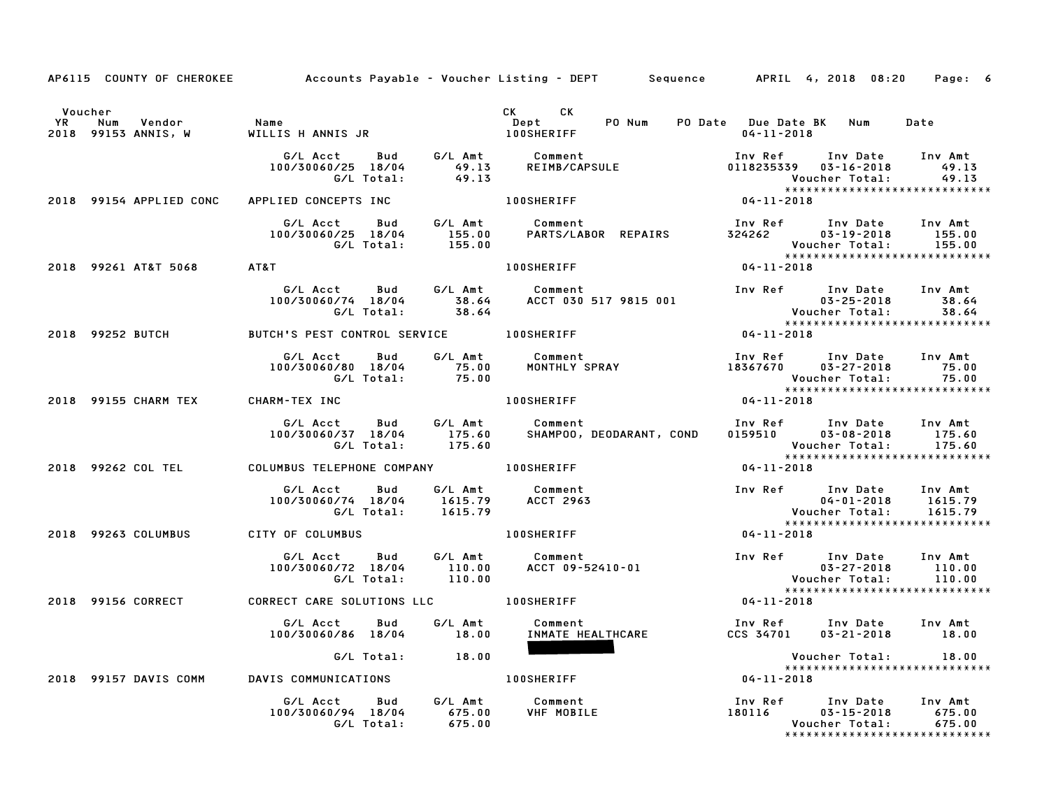AP6115 COUNTY OF CHEROKEE Accounts Payable - Voucher Listing - DEPT Sequence APRIL 4, 2018 08:20

| Voucher YR | Num | Vendor | Name | CK Dept | CK PO Num | PO Date | Due Date BK | Num | Date |
|---|---|---|---|---|---|---|---|---|---|
| 2018 | 99153 | ANNIS, W | WILLIS H ANNIS JR | 100SHERIFF | | | 04-11-2018 | | |

| G/L Acct | Bud | G/L Amt | Comment | Inv Ref | Inv Date | Inv Amt |
|---|---|---|---|---|---|---|
| 100/30060/25 | 18/04 | 49.13 | REIMB/CAPSULE | 0118235339 | 03-16-2018 | 49.13 |
| | G/L Total: | 49.13 | | | Voucher Total: | 49.13 |

| Voucher YR | Num | Vendor | Name | Dept | Due Date |
|---|---|---|---|---|---|
| 2018 | 99154 | APPLIED CONC | APPLIED CONCEPTS INC | 100SHERIFF | 04-11-2018 |

| G/L Acct | Bud | G/L Amt | Comment | Inv Ref | Inv Date | Inv Amt |
|---|---|---|---|---|---|---|
| 100/30060/25 | 18/04 | 155.00 | PARTS/LABOR REPAIRS | 324262 | 03-19-2018 | 155.00 |
| | G/L Total: | 155.00 | | | Voucher Total: | 155.00 |

| Voucher YR | Num | Vendor | Name | Dept | Due Date |
|---|---|---|---|---|---|
| 2018 | 99261 | AT&T 5068 | AT&T | 100SHERIFF | 04-11-2018 |

| G/L Acct | Bud | G/L Amt | Comment | Inv Ref | Inv Date | Inv Amt |
|---|---|---|---|---|---|---|
| 100/30060/74 | 18/04 | 38.64 | ACCT 030 517 9815 001 | | 03-25-2018 | 38.64 |
| | G/L Total: | 38.64 | | | Voucher Total: | 38.64 |

| Voucher YR | Num | Vendor | Name | Dept | Due Date |
|---|---|---|---|---|---|
| 2018 | 99252 | BUTCH | BUTCH'S PEST CONTROL SERVICE | 100SHERIFF | 04-11-2018 |

| G/L Acct | Bud | G/L Amt | Comment | Inv Ref | Inv Date | Inv Amt |
|---|---|---|---|---|---|---|
| 100/30060/80 | 18/04 | 75.00 | MONTHLY SPRAY | 18367670 | 03-27-2018 | 75.00 |
| | G/L Total: | 75.00 | | | Voucher Total: | 75.00 |

| Voucher YR | Num | Vendor | Name | Dept | Due Date |
|---|---|---|---|---|---|
| 2018 | 99155 | CHARM TEX | CHARM-TEX INC | 100SHERIFF | 04-11-2018 |

| G/L Acct | Bud | G/L Amt | Comment | Inv Ref | Inv Date | Inv Amt |
|---|---|---|---|---|---|---|
| 100/30060/37 | 18/04 | 175.60 | SHAMPOO, DEODARANT, COND | 0159510 | 03-08-2018 | 175.60 |
| | G/L Total: | 175.60 | | | Voucher Total: | 175.60 |

| Voucher YR | Num | Vendor | Name | Dept | Due Date |
|---|---|---|---|---|---|
| 2018 | 99262 | COL TEL | COLUMBUS TELEPHONE COMPANY | 100SHERIFF | 04-11-2018 |

| G/L Acct | Bud | G/L Amt | Comment | Inv Ref | Inv Date | Inv Amt |
|---|---|---|---|---|---|---|
| 100/30060/74 | 18/04 | 1615.79 | ACCT 2963 | | 04-01-2018 | 1615.79 |
| | G/L Total: | 1615.79 | | | Voucher Total: | 1615.79 |

| Voucher YR | Num | Vendor | Name | Dept | Due Date |
|---|---|---|---|---|---|
| 2018 | 99263 | COLUMBUS | CITY OF COLUMBUS | 100SHERIFF | 04-11-2018 |

| G/L Acct | Bud | G/L Amt | Comment | Inv Ref | Inv Date | Inv Amt |
|---|---|---|---|---|---|---|
| 100/30060/72 | 18/04 | 110.00 | ACCT 09-52410-01 | | 03-27-2018 | 110.00 |
| | G/L Total: | 110.00 | | | Voucher Total: | 110.00 |

| Voucher YR | Num | Vendor | Name | Dept | Due Date |
|---|---|---|---|---|---|
| 2018 | 99156 | CORRECT | CORRECT CARE SOLUTIONS LLC | 100SHERIFF | 04-11-2018 |

| G/L Acct | Bud | G/L Amt | Comment | Inv Ref | Inv Date | Inv Amt |
|---|---|---|---|---|---|---|
| 100/30060/86 | 18/04 | 18.00 | INMATE HEALTHCARE | CCS 34701 | 03-21-2018 | 18.00 |
| | G/L Total: | 18.00 | | | Voucher Total: | 18.00 |

| Voucher YR | Num | Vendor | Name | Dept | Due Date |
|---|---|---|---|---|---|
| 2018 | 99157 | DAVIS COMM | DAVIS COMMUNICATIONS | 100SHERIFF | 04-11-2018 |

| G/L Acct | Bud | G/L Amt | Comment | Inv Ref | Inv Date | Inv Amt |
|---|---|---|---|---|---|---|
| 100/30060/94 | 18/04 | 675.00 | VHF MOBILE | 180116 | 03-15-2018 | 675.00 |
| | G/L Total: | 675.00 | | | Voucher Total: | 675.00 |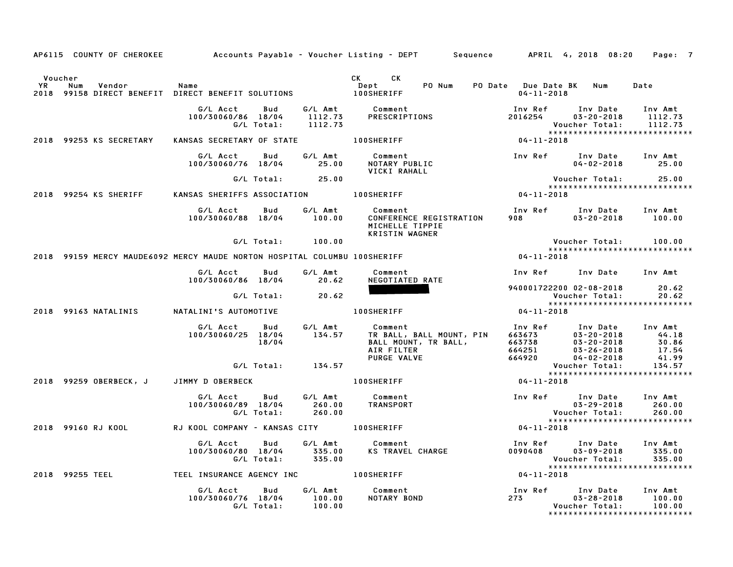AP6115 COUNTY OF CHEROKEE — Accounts Payable - Voucher Listing - DEPT — Sequence — APRIL 4, 2018 08:20

| Voucher YR | Num | Vendor | Name | CK Dept | CK PO Num | PO Date | Due Date | BK | Num | Date |
|---|---|---|---|---|---|---|---|---|---|---|
| 2018 | 99158 | DIRECT BENEFIT | DIRECT BENEFIT SOLUTIONS | 100SHERIFF | | | 04-11-2018 | | | |

| G/L Acct | Bud | G/L Amt | Comment | Inv Ref | Inv Date | Inv Amt |
|---|---|---|---|---|---|---|
| 100/30060/86 | 18/04 | 1112.73 | PRESCRIPTIONS | 2016254 | 03-20-2018 | 1112.73 |
| | G/L Total: | 1112.73 | | | Voucher Total: | 1112.73 |

******************************

**2018 99253 KS SECRETARY — KANSAS SECRETARY OF STATE — 100SHERIFF — 04-11-2018**

| G/L Acct | Bud | G/L Amt | Comment | Inv Ref | Inv Date | Inv Amt |
|---|---|---|---|---|---|---|
| 100/30060/76 | 18/04 | 25.00 | NOTARY PUBLIC VICKI RAHALL | | 04-02-2018 | 25.00 |
| | G/L Total: | 25.00 | | | Voucher Total: | 25.00 |

******************************

**2018 99254 KS SHERIFF — KANSAS SHERIFFS ASSOCIATION — 100SHERIFF — 04-11-2018**

| G/L Acct | Bud | G/L Amt | Comment | Inv Ref | Inv Date | Inv Amt |
|---|---|---|---|---|---|---|
| 100/30060/88 | 18/04 | 100.00 | CONFERENCE REGISTRATION MICHELLE TIPPIE KRISTIN WAGNER | 908 | 03-20-2018 | 100.00 |
| | G/L Total: | 100.00 | | | Voucher Total: | 100.00 |

******************************

**2018 99159 MERCY MAUDE6092 — MERCY MAUDE NORTON HOSPITAL COLUMBU — 100SHERIFF — 04-11-2018**

| G/L Acct | Bud | G/L Amt | Comment | Inv Ref | Inv Date | Inv Amt |
|---|---|---|---|---|---|---|
| 100/30060/86 | 18/04 | 20.62 | NEGOTIATED RATE [REDACTED] | 940001722200 | 02-08-2018 | 20.62 |
| | G/L Total: | 20.62 | | | Voucher Total: | 20.62 |

******************************

**2018 99163 NATALINIS — NATALINI'S AUTOMOTIVE — 100SHERIFF — 04-11-2018**

| G/L Acct | Bud | G/L Amt | Comment | Inv Ref | Inv Date | Inv Amt |
|---|---|---|---|---|---|---|
| 100/30060/25 | 18/04 | 134.57 | TR BALL, BALL MOUNT, PIN | 663673 | 03-20-2018 | 44.18 |
| | 18/04 | | BALL MOUNT, TR BALL, | 663738 | 03-20-2018 | 30.86 |
| | | | AIR FILTER | 664251 | 03-26-2018 | 17.54 |
| | | | PURGE VALVE | 664920 | 04-02-2018 | 41.99 |
| | G/L Total: | 134.57 | | | Voucher Total: | 134.57 |

******************************

**2018 99259 OBERBECK, J — JIMMY D OBERBECK — 100SHERIFF — 04-11-2018**

| G/L Acct | Bud | G/L Amt | Comment | Inv Ref | Inv Date | Inv Amt |
|---|---|---|---|---|---|---|
| 100/30060/89 | 18/04 | 260.00 | TRANSPORT | | 03-29-2018 | 260.00 |
| | G/L Total: | 260.00 | | | Voucher Total: | 260.00 |

******************************

**2018 99160 RJ KOOL — RJ KOOL COMPANY - KANSAS CITY — 100SHERIFF — 04-11-2018**

| G/L Acct | Bud | G/L Amt | Comment | Inv Ref | Inv Date | Inv Amt |
|---|---|---|---|---|---|---|
| 100/30060/80 | 18/04 | 335.00 | KS TRAVEL CHARGE | 0090408 | 03-09-2018 | 335.00 |
| | G/L Total: | 335.00 | | | Voucher Total: | 335.00 |

******************************

**2018 99255 TEEL — TEEL INSURANCE AGENCY INC — 100SHERIFF — 04-11-2018**

| G/L Acct | Bud | G/L Amt | Comment | Inv Ref | Inv Date | Inv Amt |
|---|---|---|---|---|---|---|
| 100/30060/76 | 18/04 | 100.00 | NOTARY BOND | 273 | 03-28-2018 | 100.00 |
| | G/L Total: | 100.00 | | | Voucher Total: | 100.00 |

******************************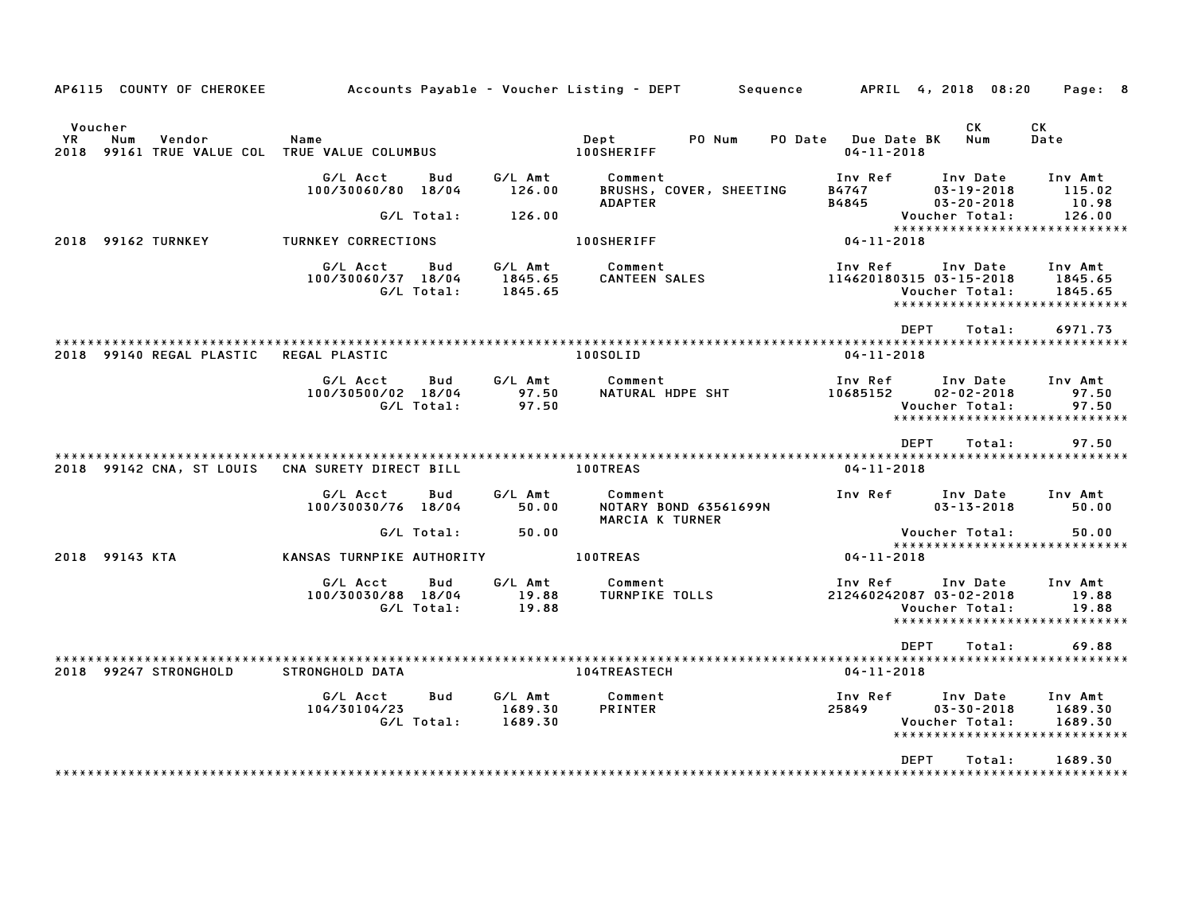AP6115 COUNTY OF CHEROKEE — Accounts Payable - Voucher Listing - DEPT — Sequence — APRIL 4, 2018 08:20

| Voucher YR | Num | Vendor | Name | Dept | PO Num | PO Date | Due Date BK | CK Num | CK Date |
|---|---|---|---|---|---|---|---|---|---|
| 2018 | 99161 | TRUE VALUE COL | TRUE VALUE COLUMBUS | 100SHERIFF | | | 04-11-2018 | | |

| G/L Acct | Bud | G/L Amt | Comment | Inv Ref | Inv Date | Inv Amt |
|---|---|---|---|---|---|---|
| 100/30060/80 | 18/04 | 126.00 | BRUSHS, COVER, SHEETING | B4747 | 03-19-2018 | 115.02 |
| | | | ADAPTER | B4845 | 03-20-2018 | 10.98 |
| | G/L Total: | 126.00 | | | Voucher Total: | 126.00 |

| Voucher YR | Num | Vendor | Name | Dept | Due Date |
|---|---|---|---|---|---|
| 2018 | 99162 | TURNKEY | TURNKEY CORRECTIONS | 100SHERIFF | 04-11-2018 |

| G/L Acct | Bud | G/L Amt | Comment | Inv Ref | Inv Date | Inv Amt |
|---|---|---|---|---|---|---|
| 100/30060/37 | 18/04 | 1845.65 | CANTEEN SALES | 114620180315 | 03-15-2018 | 1845.65 |
| | G/L Total: | 1845.65 | | | Voucher Total: | 1845.65 |

DEPT Total: 6971.73

| Voucher YR | Num | Vendor | Name | Dept | Due Date |
|---|---|---|---|---|---|
| 2018 | 99140 | REGAL PLASTIC | REGAL PLASTIC | 100SOLID | 04-11-2018 |

| G/L Acct | Bud | G/L Amt | Comment | Inv Ref | Inv Date | Inv Amt |
|---|---|---|---|---|---|---|
| 100/30500/02 | 18/04 | 97.50 | NATURAL HDPE SHT | 10685152 | 02-02-2018 | 97.50 |
| | G/L Total: | 97.50 | | | Voucher Total: | 97.50 |

DEPT Total: 97.50

| Voucher YR | Num | Vendor | Name | Dept | Due Date |
|---|---|---|---|---|---|
| 2018 | 99142 | CNA, ST LOUIS | CNA SURETY DIRECT BILL | 100TREAS | 04-11-2018 |

| G/L Acct | Bud | G/L Amt | Comment | Inv Ref | Inv Date | Inv Amt |
|---|---|---|---|---|---|---|
| 100/30030/76 | 18/04 | 50.00 | NOTARY BOND 63561699N | | 03-13-2018 | 50.00 |
| | | | MARCIA K TURNER | | | |
| | G/L Total: | 50.00 | | | Voucher Total: | 50.00 |

| Voucher YR | Num | Vendor | Name | Dept | Due Date |
|---|---|---|---|---|---|
| 2018 | 99143 | KTA | KANSAS TURNPIKE AUTHORITY | 100TREAS | 04-11-2018 |

| G/L Acct | Bud | G/L Amt | Comment | Inv Ref | Inv Date | Inv Amt |
|---|---|---|---|---|---|---|
| 100/30030/88 | 18/04 | 19.88 | TURNPIKE TOLLS | 212460242087 | 03-02-2018 | 19.88 |
| | G/L Total: | 19.88 | | | Voucher Total: | 19.88 |

DEPT Total: 69.88

| Voucher YR | Num | Vendor | Name | Dept | Due Date |
|---|---|---|---|---|---|
| 2018 | 99247 | STRONGHOLD | STRONGHOLD DATA | 104TREASTECH | 04-11-2018 |

| G/L Acct | Bud | G/L Amt | Comment | Inv Ref | Inv Date | Inv Amt |
|---|---|---|---|---|---|---|
| 104/30104/23 | | 1689.30 | PRINTER | 25849 | 03-30-2018 | 1689.30 |
| | G/L Total: | 1689.30 | | | Voucher Total: | 1689.30 |

DEPT Total: 1689.30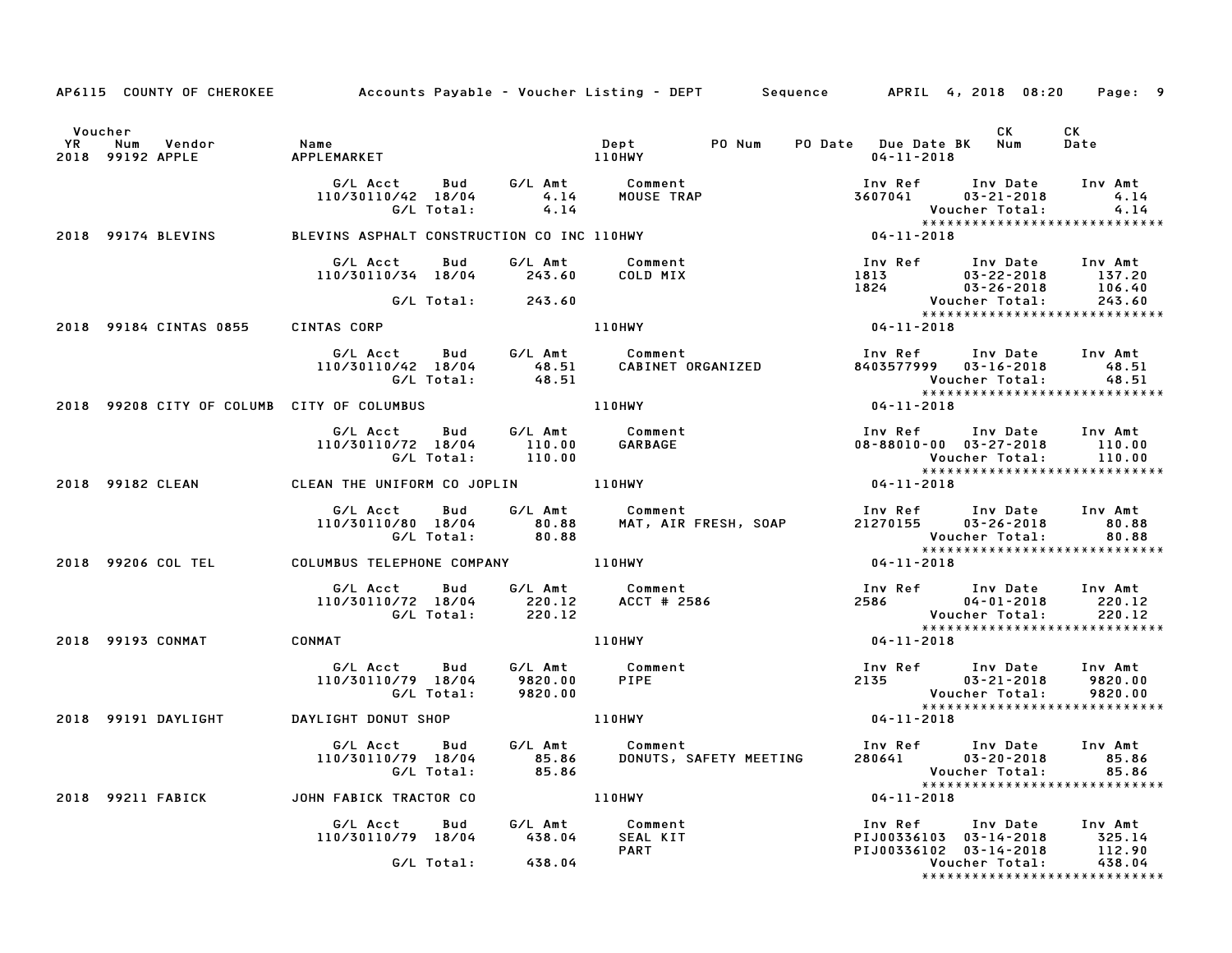AP6115 COUNTY OF CHEROKEE — Accounts Payable - Voucher Listing - DEPT — Sequence — APRIL 4, 2018 08:20

| Voucher YR | Num | Vendor | Name | Dept | PO Num | PO Date | Due Date | BK | CK Num | CK Date |
|---|---|---|---|---|---|---|---|---|---|---|
| 2018 | 99192 | APPLE | APPLEMARKET | 110HWY | | | 04-11-2018 | | | |

| G/L Acct | Bud | G/L Amt | Comment | Inv Ref | Inv Date | Inv Amt |
|---|---|---|---|---|---|---|
| 110/30110/42 | 18/04 | 4.14 | MOUSE TRAP | 3607041 | 03-21-2018 | 4.14 |
| | G/L Total: | 4.14 | | | Voucher Total: | 4.14 |

****************************

| Voucher YR | Num | Vendor | Name | Dept | PO Num | PO Date | Due Date | BK | CK Num | CK Date |
|---|---|---|---|---|---|---|---|---|---|---|
| 2018 | 99174 | BLEVINS | BLEVINS ASPHALT CONSTRUCTION CO INC | 110HWY | | | 04-11-2018 | | | |

| G/L Acct | Bud | G/L Amt | Comment | Inv Ref | Inv Date | Inv Amt |
|---|---|---|---|---|---|---|
| 110/30110/34 | 18/04 | 243.60 | COLD MIX | 1813 | 03-22-2018 | 137.20 |
| | | | | 1824 | 03-26-2018 | 106.40 |
| | G/L Total: | 243.60 | | | Voucher Total: | 243.60 |

****************************

| Voucher YR | Num | Vendor | Name | Dept | PO Num | PO Date | Due Date | BK | CK Num | CK Date |
|---|---|---|---|---|---|---|---|---|---|---|
| 2018 | 99184 | CINTAS 0855 | CINTAS CORP | 110HWY | | | 04-11-2018 | | | |

| G/L Acct | Bud | G/L Amt | Comment | Inv Ref | Inv Date | Inv Amt |
|---|---|---|---|---|---|---|
| 110/30110/42 | 18/04 | 48.51 | CABINET ORGANIZED | 8403577999 | 03-16-2018 | 48.51 |
| | G/L Total: | 48.51 | | | Voucher Total: | 48.51 |

****************************

| Voucher YR | Num | Vendor | Name | Dept | PO Num | PO Date | Due Date | BK | CK Num | CK Date |
|---|---|---|---|---|---|---|---|---|---|---|
| 2018 | 99208 | CITY OF COLUMB | CITY OF COLUMBUS | 110HWY | | | 04-11-2018 | | | |

| G/L Acct | Bud | G/L Amt | Comment | Inv Ref | Inv Date | Inv Amt |
|---|---|---|---|---|---|---|
| 110/30110/72 | 18/04 | 110.00 | GARBAGE | 08-88010-00 | 03-27-2018 | 110.00 |
| | G/L Total: | 110.00 | | | Voucher Total: | 110.00 |

****************************

| Voucher YR | Num | Vendor | Name | Dept | PO Num | PO Date | Due Date | BK | CK Num | CK Date |
|---|---|---|---|---|---|---|---|---|---|---|
| 2018 | 99182 | CLEAN | CLEAN THE UNIFORM CO JOPLIN | 110HWY | | | 04-11-2018 | | | |

| G/L Acct | Bud | G/L Amt | Comment | Inv Ref | Inv Date | Inv Amt |
|---|---|---|---|---|---|---|
| 110/30110/80 | 18/04 | 80.88 | MAT, AIR FRESH, SOAP | 21270155 | 03-26-2018 | 80.88 |
| | G/L Total: | 80.88 | | | Voucher Total: | 80.88 |

****************************

| Voucher YR | Num | Vendor | Name | Dept | PO Num | PO Date | Due Date | BK | CK Num | CK Date |
|---|---|---|---|---|---|---|---|---|---|---|
| 2018 | 99206 | COL TEL | COLUMBUS TELEPHONE COMPANY | 110HWY | | | 04-11-2018 | | | |

| G/L Acct | Bud | G/L Amt | Comment | Inv Ref | Inv Date | Inv Amt |
|---|---|---|---|---|---|---|
| 110/30110/72 | 18/04 | 220.12 | ACCT # 2586 | 2586 | 04-01-2018 | 220.12 |
| | G/L Total: | 220.12 | | | Voucher Total: | 220.12 |

****************************

| Voucher YR | Num | Vendor | Name | Dept | PO Num | PO Date | Due Date | BK | CK Num | CK Date |
|---|---|---|---|---|---|---|---|---|---|---|
| 2018 | 99193 | CONMAT | CONMAT | 110HWY | | | 04-11-2018 | | | |

| G/L Acct | Bud | G/L Amt | Comment | Inv Ref | Inv Date | Inv Amt |
|---|---|---|---|---|---|---|
| 110/30110/79 | 18/04 | 9820.00 | PIPE | 2135 | 03-21-2018 | 9820.00 |
| | G/L Total: | 9820.00 | | | Voucher Total: | 9820.00 |

****************************

| Voucher YR | Num | Vendor | Name | Dept | PO Num | PO Date | Due Date | BK | CK Num | CK Date |
|---|---|---|---|---|---|---|---|---|---|---|
| 2018 | 99191 | DAYLIGHT | DAYLIGHT DONUT SHOP | 110HWY | | | 04-11-2018 | | | |

| G/L Acct | Bud | G/L Amt | Comment | Inv Ref | Inv Date | Inv Amt |
|---|---|---|---|---|---|---|
| 110/30110/79 | 18/04 | 85.86 | DONUTS, SAFETY MEETING | 280641 | 03-20-2018 | 85.86 |
| | G/L Total: | 85.86 | | | Voucher Total: | 85.86 |

****************************

| Voucher YR | Num | Vendor | Name | Dept | PO Num | PO Date | Due Date | BK | CK Num | CK Date |
|---|---|---|---|---|---|---|---|---|---|---|
| 2018 | 99211 | FABICK | JOHN FABICK TRACTOR CO | 110HWY | | | 04-11-2018 | | | |

| G/L Acct | Bud | G/L Amt | Comment | Inv Ref | Inv Date | Inv Amt |
|---|---|---|---|---|---|---|
| 110/30110/79 | 18/04 | 438.04 | SEAL KIT | PIJ00336103 | 03-14-2018 | 325.14 |
| | | | PART | PIJ00336102 | 03-14-2018 | 112.90 |
| | G/L Total: | 438.04 | | | Voucher Total: | 438.04 |

****************************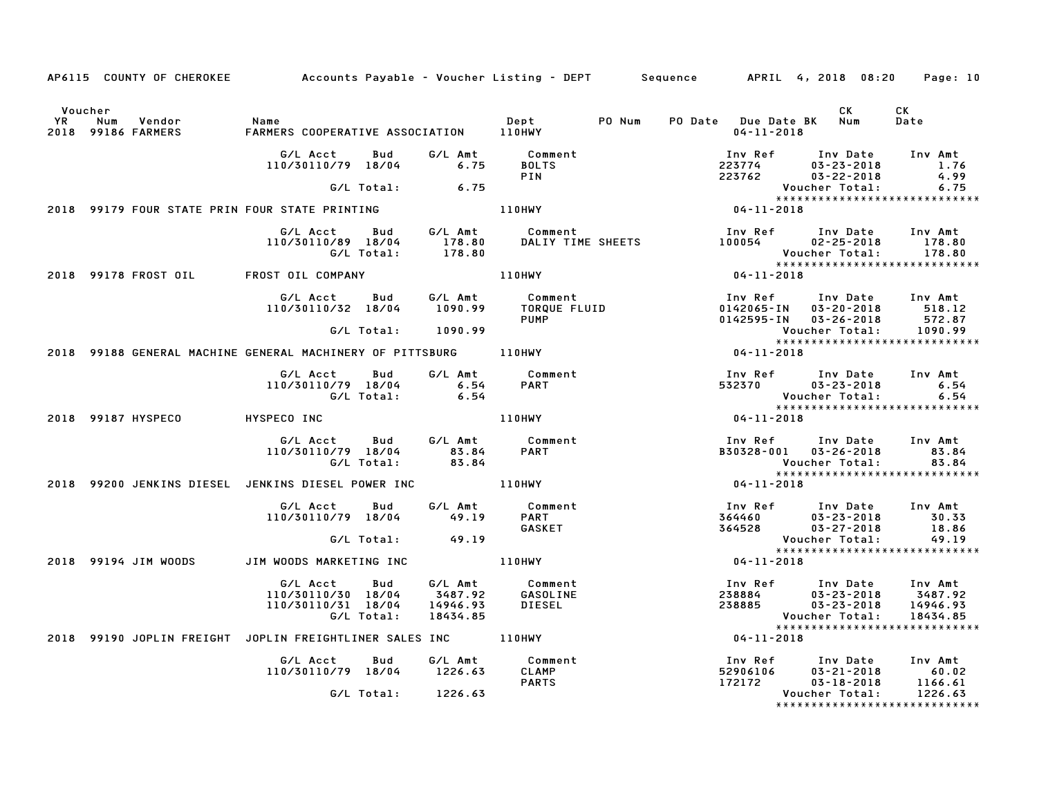AP6115 COUNTY OF CHEROKEE Accounts Payable - Voucher Listing - DEPT Sequence APRIL 4, 2018 08:20

| Voucher YR | Num | Vendor | Name | Dept | PO Num | PO Date | Due Date BK | CK Num | CK Date |
|---|---|---|---|---|---|---|---|---|---|
| 2018 | 99186 | FARMERS | FARMERS COOPERATIVE ASSOCIATION | 110HWY | | | 04-11-2018 | | |

| G/L Acct | Bud | G/L Amt | Comment | Inv Ref | Inv Date | Inv Amt |
|---|---|---|---|---|---|---|
| 110/30110/79 | 18/04 | 6.75 | BOLTS | 223774 | 03-23-2018 | 1.76 |
| | | | PIN | 223762 | 03-22-2018 | 4.99 |
| | G/L Total: | 6.75 | | | Voucher Total: | 6.75 |

*****************************

| Voucher YR | Num | Vendor | Name | Dept | Due Date |
|---|---|---|---|---|---|
| 2018 | 99179 | FOUR STATE PRIN | FOUR STATE PRINTING | 110HWY | 04-11-2018 |

| G/L Acct | Bud | G/L Amt | Comment | Inv Ref | Inv Date | Inv Amt |
|---|---|---|---|---|---|---|
| 110/30110/89 | 18/04 | 178.80 | DALIY TIME SHEETS | 100054 | 02-25-2018 | 178.80 |
| | G/L Total: | 178.80 | | | Voucher Total: | 178.80 |

*****************************

| Voucher YR | Num | Vendor | Name | Dept | Due Date |
|---|---|---|---|---|---|
| 2018 | 99178 | FROST OIL | FROST OIL COMPANY | 110HWY | 04-11-2018 |

| G/L Acct | Bud | G/L Amt | Comment | Inv Ref | Inv Date | Inv Amt |
|---|---|---|---|---|---|---|
| 110/30110/32 | 18/04 | 1090.99 | TORQUE FLUID | 0142065-IN | 03-20-2018 | 518.12 |
| | | | PUMP | 0142595-IN | 03-26-2018 | 572.87 |
| | G/L Total: | 1090.99 | | | Voucher Total: | 1090.99 |

*****************************

| Voucher YR | Num | Vendor | Name | Dept | Due Date |
|---|---|---|---|---|---|
| 2018 | 99188 | GENERAL MACHINE | GENERAL MACHINERY OF PITTSBURG | 110HWY | 04-11-2018 |

| G/L Acct | Bud | G/L Amt | Comment | Inv Ref | Inv Date | Inv Amt |
|---|---|---|---|---|---|---|
| 110/30110/79 | 18/04 | 6.54 | PART | 532370 | 03-23-2018 | 6.54 |
| | G/L Total: | 6.54 | | | Voucher Total: | 6.54 |

*****************************

| Voucher YR | Num | Vendor | Name | Dept | Due Date |
|---|---|---|---|---|---|
| 2018 | 99187 | HYSPECO | HYSPECO INC | 110HWY | 04-11-2018 |

| G/L Acct | Bud | G/L Amt | Comment | Inv Ref | Inv Date | Inv Amt |
|---|---|---|---|---|---|---|
| 110/30110/79 | 18/04 | 83.84 | PART | B30328-001 | 03-26-2018 | 83.84 |
| | G/L Total: | 83.84 | | | Voucher Total: | 83.84 |

*****************************

| Voucher YR | Num | Vendor | Name | Dept | Due Date |
|---|---|---|---|---|---|
| 2018 | 99200 | JENKINS DIESEL | JENKINS DIESEL POWER INC | 110HWY | 04-11-2018 |

| G/L Acct | Bud | G/L Amt | Comment | Inv Ref | Inv Date | Inv Amt |
|---|---|---|---|---|---|---|
| 110/30110/79 | 18/04 | 49.19 | PART | 364460 | 03-23-2018 | 30.33 |
| | | | GASKET | 364528 | 03-27-2018 | 18.86 |
| | G/L Total: | 49.19 | | | Voucher Total: | 49.19 |

*****************************

| Voucher YR | Num | Vendor | Name | Dept | Due Date |
|---|---|---|---|---|---|
| 2018 | 99194 | JIM WOODS | JIM WOODS MARKETING INC | 110HWY | 04-11-2018 |

| G/L Acct | Bud | G/L Amt | Comment | Inv Ref | Inv Date | Inv Amt |
|---|---|---|---|---|---|---|
| 110/30110/30 | 18/04 | 3487.92 | GASOLINE | 238884 | 03-23-2018 | 3487.92 |
| 110/30110/31 | 18/04 | 14946.93 | DIESEL | 238885 | 03-23-2018 | 14946.93 |
| | G/L Total: | 18434.85 | | | Voucher Total: | 18434.85 |

*****************************

| Voucher YR | Num | Vendor | Name | Dept | Due Date |
|---|---|---|---|---|---|
| 2018 | 99190 | JOPLIN FREIGHT | JOPLIN FREIGHTLINER SALES INC | 110HWY | 04-11-2018 |

| G/L Acct | Bud | G/L Amt | Comment | Inv Ref | Inv Date | Inv Amt |
|---|---|---|---|---|---|---|
| 110/30110/79 | 18/04 | 1226.63 | CLAMP | 52906106 | 03-21-2018 | 60.02 |
| | | | PARTS | 172172 | 03-18-2018 | 1166.61 |
| | G/L Total: | 1226.63 | | | Voucher Total: | 1226.63 |

*****************************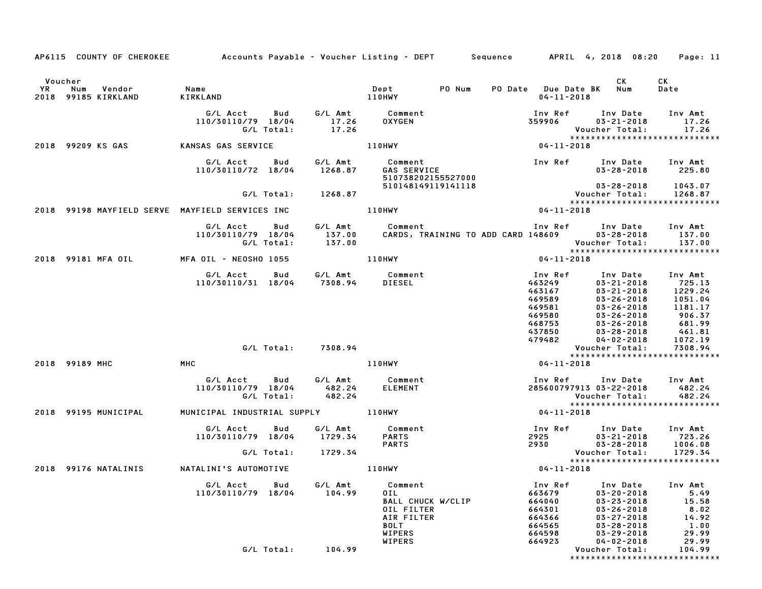AP6115 COUNTY OF CHEROKEE — Accounts Payable - Voucher Listing - DEPT — Sequence — APRIL 4, 2018 08:20

| Voucher YR | Num | Vendor | Name | Dept | PO Num | PO Date | Due Date BK | CK Num | CK Date |
|---|---|---|---|---|---|---|---|---|---|
| 2018 | 99185 | KIRKLAND | KIRKLAND | 110HWY | | | 04-11-2018 | | |

| G/L Acct | Bud | G/L Amt | Comment | Inv Ref | Inv Date | Inv Amt |
|---|---|---|---|---|---|---|
| 110/30110/79 | 18/04 | 17.26 | OXYGEN | 359906 | 03-21-2018 | 17.26 |
| | G/L Total: | 17.26 | | | Voucher Total: | 17.26 |

******************************

| Voucher YR | Num | Vendor | Name | Dept | Due Date BK |
|---|---|---|---|---|---|
| 2018 | 99209 | KS GAS | KANSAS GAS SERVICE | 110HWY | 04-11-2018 |

| G/L Acct | Bud | G/L Amt | Comment | Inv Ref | Inv Date | Inv Amt |
|---|---|---|---|---|---|---|
| 110/30110/72 | 18/04 | 1268.87 | GAS SERVICE | | 03-28-2018 | 225.80 |
| | | | 510738202155527000 | | | |
| | | | 510148149119141118 | | 03-28-2018 | 1043.07 |
| | G/L Total: | 1268.87 | | | Voucher Total: | 1268.87 |

******************************

| Voucher YR | Num | Vendor | Name | Dept | Due Date BK |
|---|---|---|---|---|---|
| 2018 | 99198 | MAYFIELD SERVE | MAYFIELD SERVICES INC | 110HWY | 04-11-2018 |

| G/L Acct | Bud | G/L Amt | Comment | Inv Ref | Inv Date | Inv Amt |
|---|---|---|---|---|---|---|
| 110/30110/79 | 18/04 | 137.00 | CARDS, TRAINING TO ADD CARD | 148609 | 03-28-2018 | 137.00 |
| | G/L Total: | 137.00 | | | Voucher Total: | 137.00 |

******************************

| Voucher YR | Num | Vendor | Name | Dept | Due Date BK |
|---|---|---|---|---|---|
| 2018 | 99181 | MFA OIL | MFA OIL - NEOSHO 1055 | 110HWY | 04-11-2018 |

| G/L Acct | Bud | G/L Amt | Comment | Inv Ref | Inv Date | Inv Amt |
|---|---|---|---|---|---|---|
| 110/30110/31 | 18/04 | 7308.94 | DIESEL | 463249 | 03-21-2018 | 725.13 |
| | | | | 463167 | 03-21-2018 | 1229.24 |
| | | | | 469589 | 03-26-2018 | 1051.04 |
| | | | | 469581 | 03-26-2018 | 1181.17 |
| | | | | 469580 | 03-26-2018 | 906.37 |
| | | | | 468753 | 03-26-2018 | 681.99 |
| | | | | 437850 | 03-28-2018 | 461.81 |
| | | | | 479482 | 04-02-2018 | 1072.19 |
| | G/L Total: | 7308.94 | | | Voucher Total: | 7308.94 |

******************************

| Voucher YR | Num | Vendor | Name | Dept | Due Date BK |
|---|---|---|---|---|---|
| 2018 | 99189 | MHC | MHC | 110HWY | 04-11-2018 |

| G/L Acct | Bud | G/L Amt | Comment | Inv Ref | Inv Date | Inv Amt |
|---|---|---|---|---|---|---|
| 110/30110/79 | 18/04 | 482.24 | ELEMENT | 285600797913 | 03-22-2018 | 482.24 |
| | G/L Total: | 482.24 | | | Voucher Total: | 482.24 |

******************************

| Voucher YR | Num | Vendor | Name | Dept | Due Date BK |
|---|---|---|---|---|---|
| 2018 | 99195 | MUNICIPAL | MUNICIPAL INDUSTRIAL SUPPLY | 110HWY | 04-11-2018 |

| G/L Acct | Bud | G/L Amt | Comment | Inv Ref | Inv Date | Inv Amt |
|---|---|---|---|---|---|---|
| 110/30110/79 | 18/04 | 1729.34 | PARTS | 2925 | 03-21-2018 | 723.26 |
| | | | PARTS | 2930 | 03-28-2018 | 1006.08 |
| | G/L Total: | 1729.34 | | | Voucher Total: | 1729.34 |

******************************

| Voucher YR | Num | Vendor | Name | Dept | Due Date BK |
|---|---|---|---|---|---|
| 2018 | 99176 | NATALINIS | NATALINI'S AUTOMOTIVE | 110HWY | 04-11-2018 |

| G/L Acct | Bud | G/L Amt | Comment | Inv Ref | Inv Date | Inv Amt |
|---|---|---|---|---|---|---|
| 110/30110/79 | 18/04 | 104.99 | OIL | 663679 | 03-20-2018 | 5.49 |
| | | | BALL CHUCK W/CLIP | 664040 | 03-23-2018 | 15.58 |
| | | | OIL FILTER | 664301 | 03-26-2018 | 8.02 |
| | | | AIR FILTER | 664366 | 03-27-2018 | 14.92 |
| | | | BOLT | 664565 | 03-28-2018 | 1.00 |
| | | | WIPERS | 664598 | 03-29-2018 | 29.99 |
| | | | WIPERS | 664923 | 04-02-2018 | 29.99 |
| | G/L Total: | 104.99 | | | Voucher Total: | 104.99 |

******************************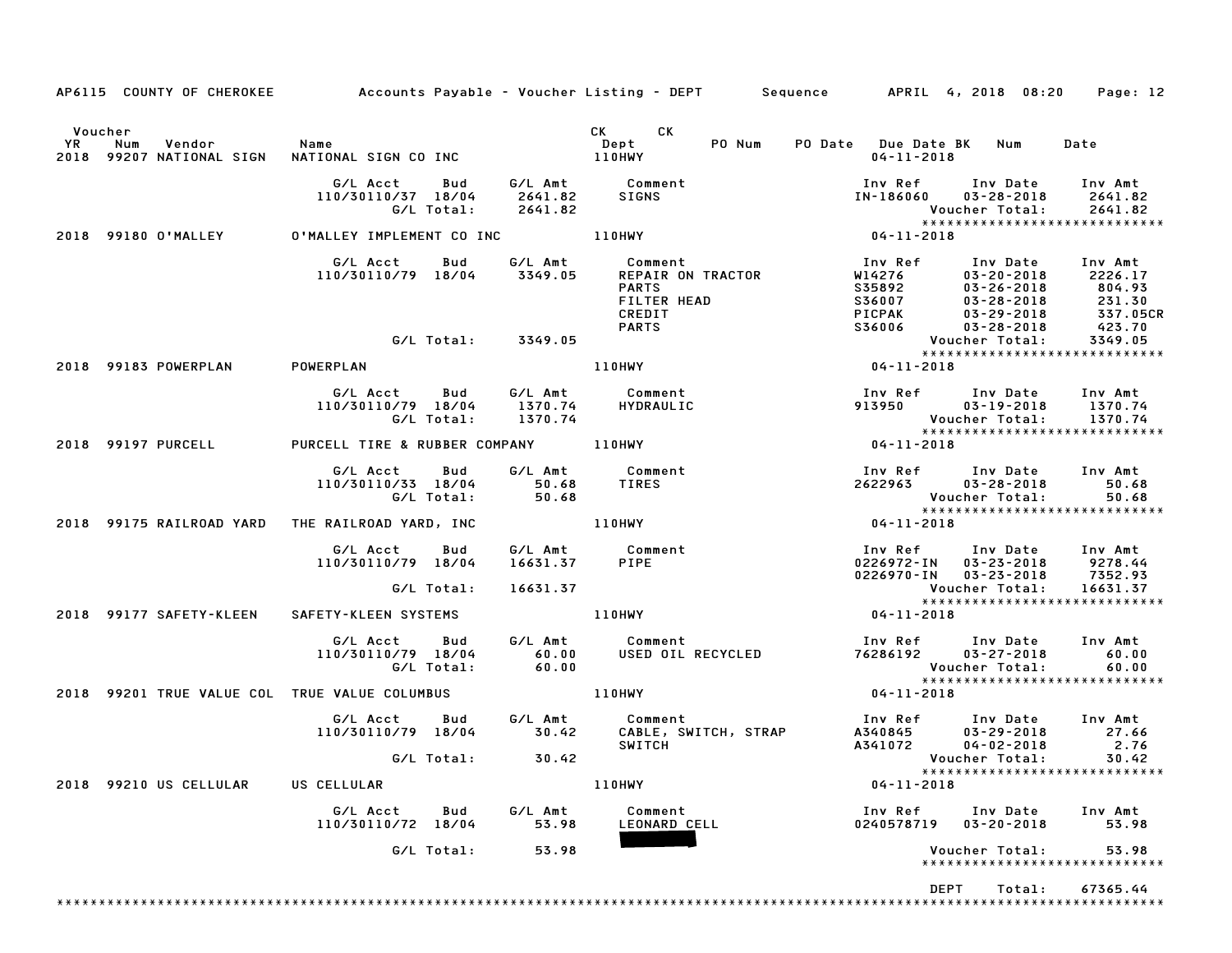AP6115 COUNTY OF CHEROKEE — Accounts Payable - Voucher Listing - DEPT — Sequence — APRIL 4, 2018 08:20

| Voucher YR | Num | Vendor | Name | CK Dept | CK | PO Num | PO Date | Due Date BK | Num | Date |
|---|---|---|---|---|---|---|---|---|---|---|
| 2018 | 99207 | NATIONAL SIGN | NATIONAL SIGN CO INC | 110HWY | | | | 04-11-2018 | | |

| G/L Acct | Bud | G/L Amt | Comment | Inv Ref | Inv Date | Inv Amt |
|---|---|---|---|---|---|---|
| 110/30110/37 | 18/04 | 2641.82 | SIGNS | IN-186060 | 03-28-2018 | 2641.82 |
| | G/L Total: | 2641.82 | | | Voucher Total: | 2641.82 |

****************************

| Voucher YR | Num | Vendor | Name | CK Dept | Due Date |
|---|---|---|---|---|---|
| 2018 | 99180 | O'MALLEY | O'MALLEY IMPLEMENT CO INC | 110HWY | 04-11-2018 |

| G/L Acct | Bud | G/L Amt | Comment | Inv Ref | Inv Date | Inv Amt |
|---|---|---|---|---|---|---|
| 110/30110/79 | 18/04 | 3349.05 | REPAIR ON TRACTOR | W14276 | 03-20-2018 | 2226.17 |
| | | | PARTS | S35892 | 03-26-2018 | 804.93 |
| | | | FILTER HEAD | S36007 | 03-28-2018 | 231.30 |
| | | | CREDIT | PICPAK | 03-29-2018 | 337.05CR |
| | | | PARTS | S36006 | 03-28-2018 | 423.70 |
| | G/L Total: | 3349.05 | | | Voucher Total: | 3349.05 |

****************************

| Voucher YR | Num | Vendor | Name | CK Dept | Due Date |
|---|---|---|---|---|---|
| 2018 | 99183 | POWERPLAN | POWERPLAN | 110HWY | 04-11-2018 |

| G/L Acct | Bud | G/L Amt | Comment | Inv Ref | Inv Date | Inv Amt |
|---|---|---|---|---|---|---|
| 110/30110/79 | 18/04 | 1370.74 | HYDRAULIC | 913950 | 03-19-2018 | 1370.74 |
| | G/L Total: | 1370.74 | | | Voucher Total: | 1370.74 |

****************************

| Voucher YR | Num | Vendor | Name | CK Dept | Due Date |
|---|---|---|---|---|---|
| 2018 | 99197 | PURCELL | PURCELL TIRE & RUBBER COMPANY | 110HWY | 04-11-2018 |

| G/L Acct | Bud | G/L Amt | Comment | Inv Ref | Inv Date | Inv Amt |
|---|---|---|---|---|---|---|
| 110/30110/33 | 18/04 | 50.68 | TIRES | 2622963 | 03-28-2018 | 50.68 |
| | G/L Total: | 50.68 | | | Voucher Total: | 50.68 |

****************************

| Voucher YR | Num | Vendor | Name | CK Dept | Due Date |
|---|---|---|---|---|---|
| 2018 | 99175 | RAILROAD YARD | THE RAILROAD YARD, INC | 110HWY | 04-11-2018 |

| G/L Acct | Bud | G/L Amt | Comment | Inv Ref | Inv Date | Inv Amt |
|---|---|---|---|---|---|---|
| 110/30110/79 | 18/04 | 16631.37 | PIPE | 0226972-IN | 03-23-2018 | 9278.44 |
| | | | | 0226970-IN | 03-23-2018 | 7352.93 |
| | G/L Total: | 16631.37 | | | Voucher Total: | 16631.37 |

****************************

| Voucher YR | Num | Vendor | Name | CK Dept | Due Date |
|---|---|---|---|---|---|
| 2018 | 99177 | SAFETY-KLEEN | SAFETY-KLEEN SYSTEMS | 110HWY | 04-11-2018 |

| G/L Acct | Bud | G/L Amt | Comment | Inv Ref | Inv Date | Inv Amt |
|---|---|---|---|---|---|---|
| 110/30110/79 | 18/04 | 60.00 | USED OIL RECYCLED | 76286192 | 03-27-2018 | 60.00 |
| | G/L Total: | 60.00 | | | Voucher Total: | 60.00 |

****************************

| Voucher YR | Num | Vendor | Name | CK Dept | Due Date |
|---|---|---|---|---|---|
| 2018 | 99201 | TRUE VALUE COL | TRUE VALUE COLUMBUS | 110HWY | 04-11-2018 |

| G/L Acct | Bud | G/L Amt | Comment | Inv Ref | Inv Date | Inv Amt |
|---|---|---|---|---|---|---|
| 110/30110/79 | 18/04 | 30.42 | CABLE, SWITCH, STRAP | A340845 | 03-29-2018 | 27.66 |
| | | | SWITCH | A341072 | 04-02-2018 | 2.76 |
| | G/L Total: | 30.42 | | | Voucher Total: | 30.42 |

****************************

| Voucher YR | Num | Vendor | Name | CK Dept | Due Date |
|---|---|---|---|---|---|
| 2018 | 99210 | US CELLULAR | US CELLULAR | 110HWY | 04-11-2018 |

| G/L Acct | Bud | G/L Amt | Comment | Inv Ref | Inv Date | Inv Amt |
|---|---|---|---|---|---|---|
| 110/30110/72 | 18/04 | 53.98 | LEONARD CELL | 0240578719 | 03-20-2018 | 53.98 |
| | G/L Total: | 53.98 | | | Voucher Total: | 53.98 |

****************************

DEPT Total: 67365.44

****************************************************************************************************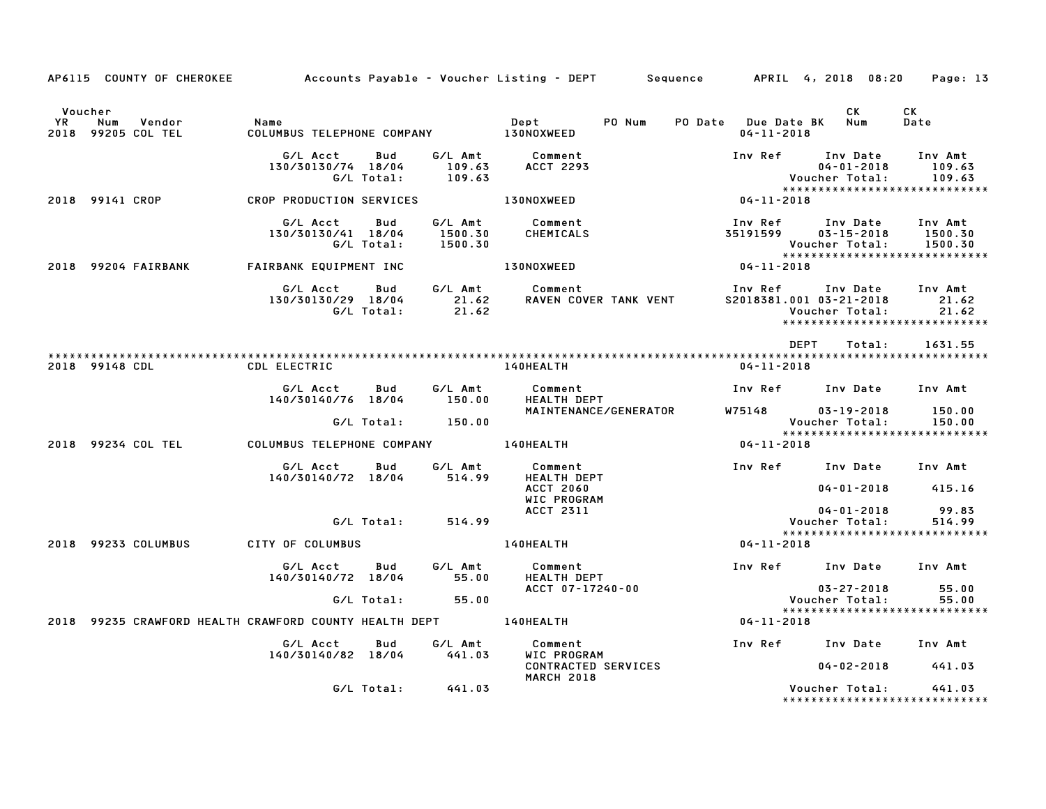AP6115 COUNTY OF CHEROKEE — Accounts Payable - Voucher Listing - DEPT — Sequence — APRIL 4, 2018 08:20

| Voucher YR | Num | Vendor | Name | Dept | PO Num | PO Date | Due Date BK | CK Num | CK Date |
|---|---|---|---|---|---|---|---|---|---|
| 2018 | 99205 | COL TEL | COLUMBUS TELEPHONE COMPANY | 130NOXWEED | | | 04-11-2018 | | |

| G/L Acct | Bud | G/L Amt | Comment | Inv Ref | Inv Date | Inv Amt |
|---|---|---|---|---|---|---|
| 130/30130/74 | 18/04 | 109.63 | ACCT 2293 | | 04-01-2018 | 109.63 |
| | G/L Total: | 109.63 | | | Voucher Total: | 109.63 |

*****************************

| YR | Num | Vendor | Name | Dept | Due Date |
|---|---|---|---|---|---|
| 2018 | 99141 | CROP | CROP PRODUCTION SERVICES | 130NOXWEED | 04-11-2018 |

| G/L Acct | Bud | G/L Amt | Comment | Inv Ref | Inv Date | Inv Amt |
|---|---|---|---|---|---|---|
| 130/30130/41 | 18/04 | 1500.30 | CHEMICALS | 35191599 | 03-15-2018 | 1500.30 |
| | G/L Total: | 1500.30 | | | Voucher Total: | 1500.30 |

*****************************

| YR | Num | Vendor | Name | Dept | Due Date |
|---|---|---|---|---|---|
| 2018 | 99204 | FAIRBANK | FAIRBANK EQUIPMENT INC | 130NOXWEED | 04-11-2018 |

| G/L Acct | Bud | G/L Amt | Comment | Inv Ref | Inv Date | Inv Amt |
|---|---|---|---|---|---|---|
| 130/30130/29 | 18/04 | 21.62 | RAVEN COVER TANK VENT | S2018381.001 | 03-21-2018 | 21.62 |
| | G/L Total: | 21.62 | | | Voucher Total: | 21.62 |

*****************************

DEPT Total: 1631.55

*****************************

| YR | Num | Vendor | Name | Dept | Due Date |
|---|---|---|---|---|---|
| 2018 | 99148 | CDL | CDL ELECTRIC | 140HEALTH | 04-11-2018 |

| G/L Acct | Bud | G/L Amt | Comment | Inv Ref | Inv Date | Inv Amt |
|---|---|---|---|---|---|---|
| 140/30140/76 | 18/04 | 150.00 | HEALTH DEPT MAINTENANCE/GENERATOR | W75148 | 03-19-2018 | 150.00 |
| | G/L Total: | 150.00 | | | Voucher Total: | 150.00 |

*****************************

| YR | Num | Vendor | Name | Dept | Due Date |
|---|---|---|---|---|---|
| 2018 | 99234 | COL TEL | COLUMBUS TELEPHONE COMPANY | 140HEALTH | 04-11-2018 |

| G/L Acct | Bud | G/L Amt | Comment | Inv Ref | Inv Date | Inv Amt |
|---|---|---|---|---|---|---|
| 140/30140/72 | 18/04 | 514.99 | HEALTH DEPT ACCT 2060 | | 04-01-2018 | 415.16 |
| | | | WIC PROGRAM ACCT 2311 | | 04-01-2018 | 99.83 |
| | G/L Total: | 514.99 | | | Voucher Total: | 514.99 |

*****************************

| YR | Num | Vendor | Name | Dept | Due Date |
|---|---|---|---|---|---|
| 2018 | 99233 | COLUMBUS | CITY OF COLUMBUS | 140HEALTH | 04-11-2018 |

| G/L Acct | Bud | G/L Amt | Comment | Inv Ref | Inv Date | Inv Amt |
|---|---|---|---|---|---|---|
| 140/30140/72 | 18/04 | 55.00 | HEALTH DEPT ACCT 07-17240-00 | | 03-27-2018 | 55.00 |
| | G/L Total: | 55.00 | | | Voucher Total: | 55.00 |

*****************************

| YR | Num | Vendor | Name | Dept | Due Date |
|---|---|---|---|---|---|
| 2018 | 99235 | CRAWFORD HEALTH | CRAWFORD COUNTY HEALTH DEPT | 140HEALTH | 04-11-2018 |

| G/L Acct | Bud | G/L Amt | Comment | Inv Ref | Inv Date | Inv Amt |
|---|---|---|---|---|---|---|
| 140/30140/82 | 18/04 | 441.03 | WIC PROGRAM CONTRACTED SERVICES MARCH 2018 | | 04-02-2018 | 441.03 |
| | G/L Total: | 441.03 | | | Voucher Total: | 441.03 |

*****************************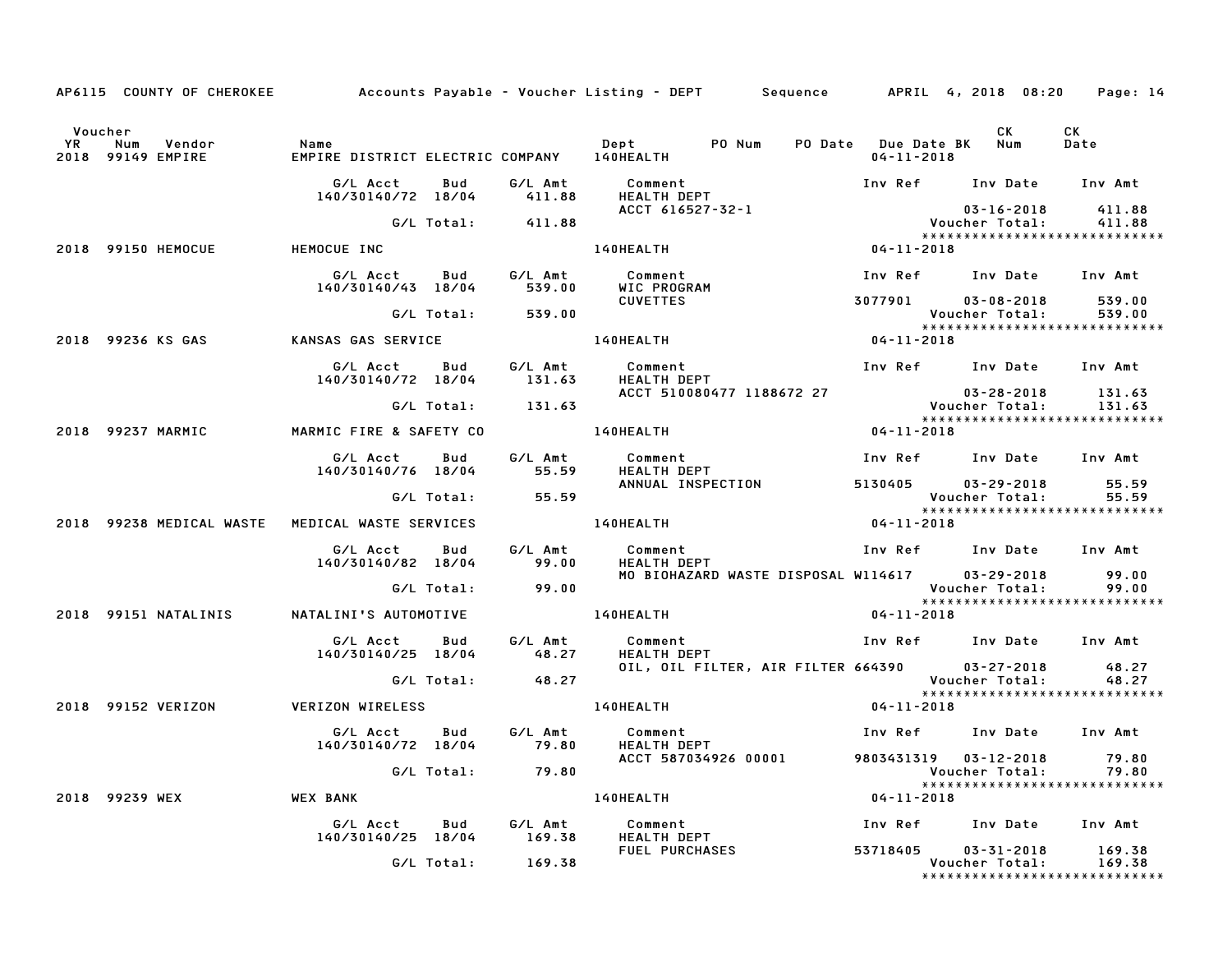AP6115 COUNTY OF CHEROKEE — Accounts Payable - Voucher Listing - DEPT — Sequence — APRIL 4, 2018 08:20

| Voucher YR | Num | Vendor | Name | Dept | PO Num | PO Date | Due Date BK | CK Num | CK Date |
|---|---|---|---|---|---|---|---|---|---|
| 2018 | 99149 | EMPIRE | EMPIRE DISTRICT ELECTRIC COMPANY | 140HEALTH | | | 04-11-2018 | | |

| G/L Acct | Bud | G/L Amt | Comment | Inv Ref | Inv Date | Inv Amt |
|---|---|---|---|---|---|---|
| 140/30140/72 | 18/04 | 411.88 | HEALTH DEPT | | | |
| | | | ACCT 616527-32-1 | | 03-16-2018 | 411.88 |
| | G/L Total: | 411.88 | | | Voucher Total: | 411.88 |

*****************************

| Voucher YR | Num | Vendor | Name | Dept | Due Date BK |
|---|---|---|---|---|---|
| 2018 | 99150 | HEMOCUE | HEMOCUE INC | 140HEALTH | 04-11-2018 |

| G/L Acct | Bud | G/L Amt | Comment | Inv Ref | Inv Date | Inv Amt |
|---|---|---|---|---|---|---|
| 140/30140/43 | 18/04 | 539.00 | WIC PROGRAM | | | |
| | | | CUVETTES | 3077901 | 03-08-2018 | 539.00 |
| | G/L Total: | 539.00 | | | Voucher Total: | 539.00 |

*****************************

| Voucher YR | Num | Vendor | Name | Dept | Due Date BK |
|---|---|---|---|---|---|
| 2018 | 99236 | KS GAS | KANSAS GAS SERVICE | 140HEALTH | 04-11-2018 |

| G/L Acct | Bud | G/L Amt | Comment | Inv Ref | Inv Date | Inv Amt |
|---|---|---|---|---|---|---|
| 140/30140/72 | 18/04 | 131.63 | HEALTH DEPT | | | |
| | | | ACCT 510080477 1188672 27 | | 03-28-2018 | 131.63 |
| | G/L Total: | 131.63 | | | Voucher Total: | 131.63 |

*****************************

| Voucher YR | Num | Vendor | Name | Dept | Due Date BK |
|---|---|---|---|---|---|
| 2018 | 99237 | MARMIC | MARMIC FIRE & SAFETY CO | 140HEALTH | 04-11-2018 |

| G/L Acct | Bud | G/L Amt | Comment | Inv Ref | Inv Date | Inv Amt |
|---|---|---|---|---|---|---|
| 140/30140/76 | 18/04 | 55.59 | HEALTH DEPT | | | |
| | | | ANNUAL INSPECTION | 5130405 | 03-29-2018 | 55.59 |
| | G/L Total: | 55.59 | | | Voucher Total: | 55.59 |

*****************************

| Voucher YR | Num | Vendor | Name | Dept | Due Date BK |
|---|---|---|---|---|---|
| 2018 | 99238 | MEDICAL WASTE | MEDICAL WASTE SERVICES | 140HEALTH | 04-11-2018 |

| G/L Acct | Bud | G/L Amt | Comment | Inv Ref | Inv Date | Inv Amt |
|---|---|---|---|---|---|---|
| 140/30140/82 | 18/04 | 99.00 | HEALTH DEPT | | | |
| | | | MO BIOHAZARD WASTE DISPOSAL | W114617 | 03-29-2018 | 99.00 |
| | G/L Total: | 99.00 | | | Voucher Total: | 99.00 |

*****************************

| Voucher YR | Num | Vendor | Name | Dept | Due Date BK |
|---|---|---|---|---|---|
| 2018 | 99151 | NATALINIS | NATALINI'S AUTOMOTIVE | 140HEALTH | 04-11-2018 |

| G/L Acct | Bud | G/L Amt | Comment | Inv Ref | Inv Date | Inv Amt |
|---|---|---|---|---|---|---|
| 140/30140/25 | 18/04 | 48.27 | HEALTH DEPT | | | |
| | | | OIL, OIL FILTER, AIR FILTER | 664390 | 03-27-2018 | 48.27 |
| | G/L Total: | 48.27 | | | Voucher Total: | 48.27 |

*****************************

| Voucher YR | Num | Vendor | Name | Dept | Due Date BK |
|---|---|---|---|---|---|
| 2018 | 99152 | VERIZON | VERIZON WIRELESS | 140HEALTH | 04-11-2018 |

| G/L Acct | Bud | G/L Amt | Comment | Inv Ref | Inv Date | Inv Amt |
|---|---|---|---|---|---|---|
| 140/30140/72 | 18/04 | 79.80 | HEALTH DEPT | | | |
| | | | ACCT 587034926 00001 | 9803431319 | 03-12-2018 | 79.80 |
| | G/L Total: | 79.80 | | | Voucher Total: | 79.80 |

*****************************

| Voucher YR | Num | Vendor | Name | Dept | Due Date BK |
|---|---|---|---|---|---|
| 2018 | 99239 | WEX | WEX BANK | 140HEALTH | 04-11-2018 |

| G/L Acct | Bud | G/L Amt | Comment | Inv Ref | Inv Date | Inv Amt |
|---|---|---|---|---|---|---|
| 140/30140/25 | 18/04 | 169.38 | HEALTH DEPT | | | |
| | | | FUEL PURCHASES | 53718405 | 03-31-2018 | 169.38 |
| | G/L Total: | 169.38 | | | Voucher Total: | 169.38 |

*****************************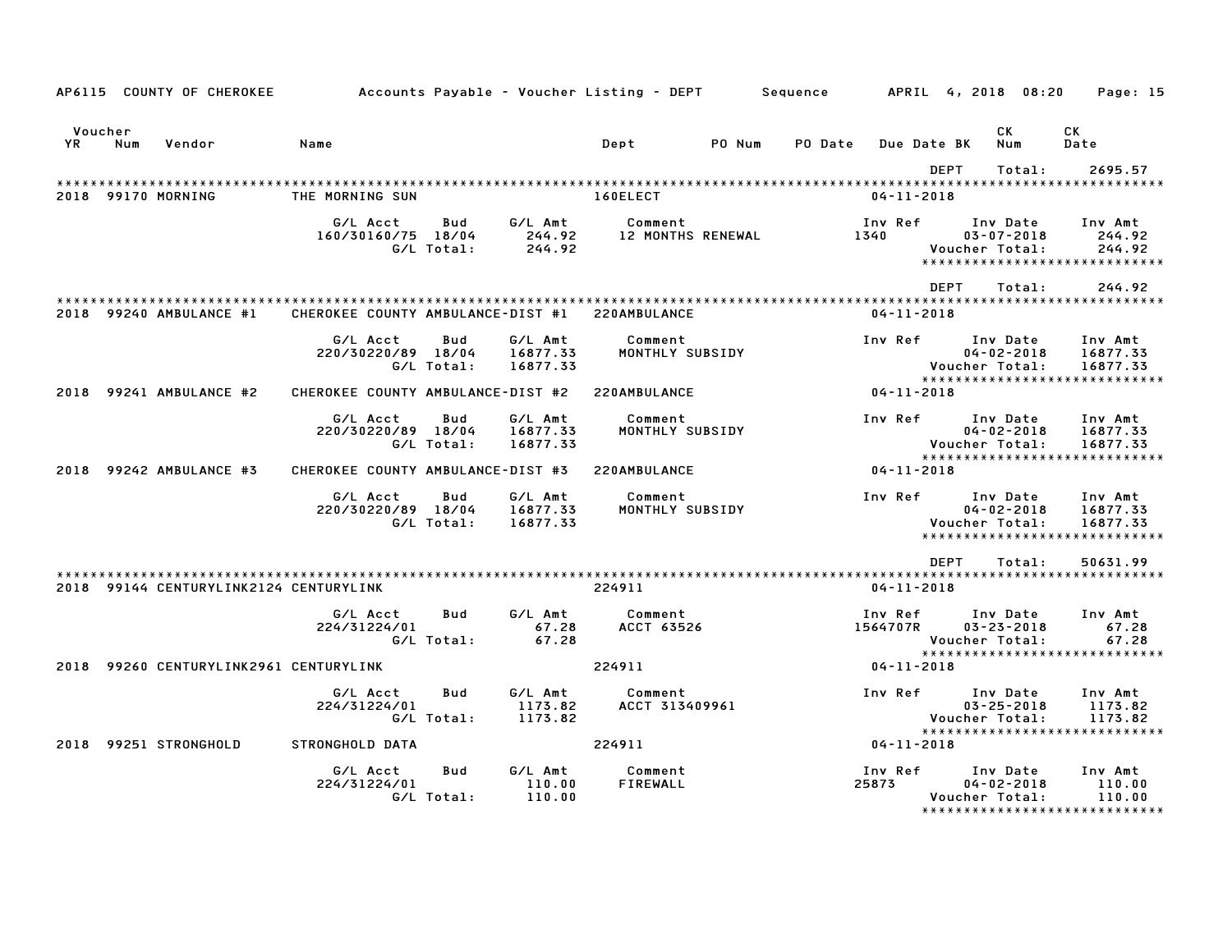AP6115 COUNTY OF CHEROKEE — Accounts Payable - Voucher Listing - DEPT — Sequence — APRIL 4, 2018 08:20

| Voucher YR | Num | Vendor | Name | Dept | PO Num | PO Date | Due Date BK | CK Num | CK Date |
|---|---|---|---|---|---|---|---|---|---|

DEPT Total: 2695.57

---

**2018 99170 MORNING — THE MORNING SUN — 160ELECT — 04-11-2018**

| G/L Acct | Bud | G/L Amt | Comment | Inv Ref | Inv Date | Inv Amt |
|---|---|---|---|---|---|---|
| 160/30160/75 | 18/04 | 244.92 | 12 MONTHS RENEWAL | 1340 | 03-07-2018 | 244.92 |
| | G/L Total: | 244.92 | | | Voucher Total: | 244.92 |

DEPT Total: 244.92

---

**2018 99240 AMBULANCE #1 — CHEROKEE COUNTY AMBULANCE-DIST #1 — 220AMBULANCE — 04-11-2018**

| G/L Acct | Bud | G/L Amt | Comment | Inv Ref | Inv Date | Inv Amt |
|---|---|---|---|---|---|---|
| 220/30220/89 | 18/04 | 16877.33 | MONTHLY SUBSIDY | | 04-02-2018 | 16877.33 |
| | G/L Total: | 16877.33 | | | Voucher Total: | 16877.33 |

**2018 99241 AMBULANCE #2 — CHEROKEE COUNTY AMBULANCE-DIST #2 — 220AMBULANCE — 04-11-2018**

| G/L Acct | Bud | G/L Amt | Comment | Inv Ref | Inv Date | Inv Amt |
|---|---|---|---|---|---|---|
| 220/30220/89 | 18/04 | 16877.33 | MONTHLY SUBSIDY | | 04-02-2018 | 16877.33 |
| | G/L Total: | 16877.33 | | | Voucher Total: | 16877.33 |

**2018 99242 AMBULANCE #3 — CHEROKEE COUNTY AMBULANCE-DIST #3 — 220AMBULANCE — 04-11-2018**

| G/L Acct | Bud | G/L Amt | Comment | Inv Ref | Inv Date | Inv Amt |
|---|---|---|---|---|---|---|
| 220/30220/89 | 18/04 | 16877.33 | MONTHLY SUBSIDY | | 04-02-2018 | 16877.33 |
| | G/L Total: | 16877.33 | | | Voucher Total: | 16877.33 |

DEPT Total: 50631.99

---

**2018 99144 CENTURYLINK2124 CENTURYLINK — 224911 — 04-11-2018**

| G/L Acct | Bud | G/L Amt | Comment | Inv Ref | Inv Date | Inv Amt |
|---|---|---|---|---|---|---|
| 224/31224/01 | | 67.28 | ACCT 63526 | 1564707R | 03-23-2018 | 67.28 |
| | G/L Total: | 67.28 | | | Voucher Total: | 67.28 |

**2018 99260 CENTURYLINK2961 CENTURYLINK — 224911 — 04-11-2018**

| G/L Acct | Bud | G/L Amt | Comment | Inv Ref | Inv Date | Inv Amt |
|---|---|---|---|---|---|---|
| 224/31224/01 | | 1173.82 | ACCT 313409961 | | 03-25-2018 | 1173.82 |
| | G/L Total: | 1173.82 | | | Voucher Total: | 1173.82 |

**2018 99251 STRONGHOLD — STRONGHOLD DATA — 224911 — 04-11-2018**

| G/L Acct | Bud | G/L Amt | Comment | Inv Ref | Inv Date | Inv Amt |
|---|---|---|---|---|---|---|
| 224/31224/01 | | 110.00 | FIREWALL | 25873 | 04-02-2018 | 110.00 |
| | G/L Total: | 110.00 | | | Voucher Total: | 110.00 |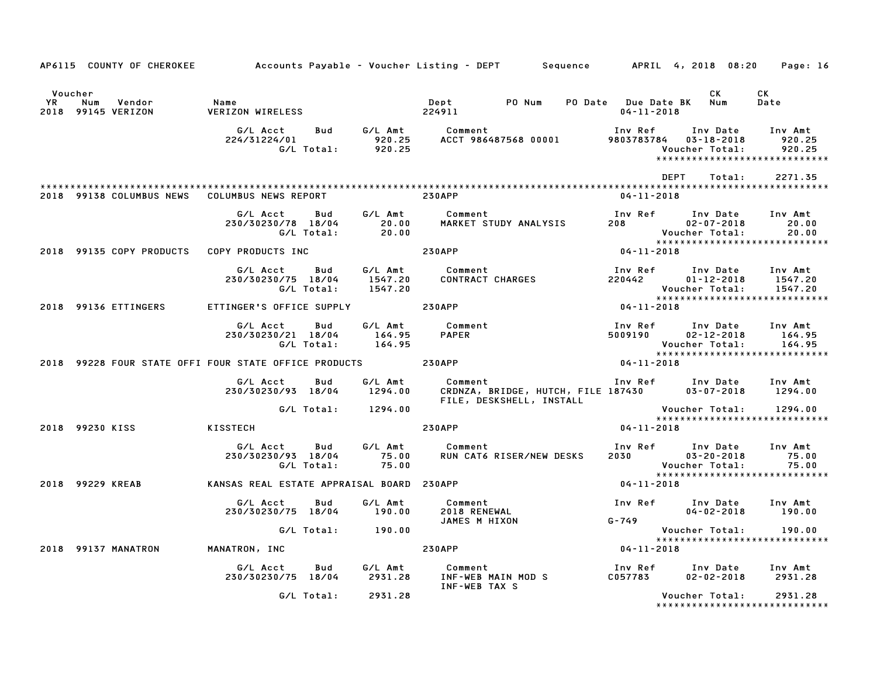AP6115 COUNTY OF CHEROKEE Accounts Payable - Voucher Listing - DEPT Sequence APRIL 4, 2018 08:20

| Voucher YR | Num | Vendor | Name | Dept | PO Num | PO Date | Due Date BK | CK Num | CK Date |
|---|---|---|---|---|---|---|---|---|---|
| 2018 | 99145 | VERIZON | VERIZON WIRELESS | 224911 | | | 04-11-2018 | | |

| G/L Acct | Bud | G/L Amt | Comment | Inv Ref | Inv Date | Inv Amt |
|---|---|---|---|---|---|---|
| 224/31224/01 | | 920.25 | ACCT 986487568 00001 | 9803783784 | 03-18-2018 | 920.25 |
| | G/L Total: | 920.25 | | | Voucher Total: | 920.25 |

DEPT Total: 2271.35

---

**2018 99138 COLUMBUS NEWS — COLUMBUS NEWS REPORT — 230APP — 04-11-2018**

| G/L Acct | Bud | G/L Amt | Comment | Inv Ref | Inv Date | Inv Amt |
|---|---|---|---|---|---|---|
| 230/30230/78 | 18/04 | 20.00 | MARKET STUDY ANALYSIS | 208 | 02-07-2018 | 20.00 |
| | G/L Total: | 20.00 | | | Voucher Total: | 20.00 |

**2018 99135 COPY PRODUCTS — COPY PRODUCTS INC — 230APP — 04-11-2018**

| G/L Acct | Bud | G/L Amt | Comment | Inv Ref | Inv Date | Inv Amt |
|---|---|---|---|---|---|---|
| 230/30230/75 | 18/04 | 1547.20 | CONTRACT CHARGES | 220442 | 01-12-2018 | 1547.20 |
| | G/L Total: | 1547.20 | | | Voucher Total: | 1547.20 |

**2018 99136 ETTINGERS — ETTINGER'S OFFICE SUPPLY — 230APP — 04-11-2018**

| G/L Acct | Bud | G/L Amt | Comment | Inv Ref | Inv Date | Inv Amt |
|---|---|---|---|---|---|---|
| 230/30230/21 | 18/04 | 164.95 | PAPER | 5009190 | 02-12-2018 | 164.95 |
| | G/L Total: | 164.95 | | | Voucher Total: | 164.95 |

**2018 99228 FOUR STATE OFFI — FOUR STATE OFFICE PRODUCTS — 230APP — 04-11-2018**

| G/L Acct | Bud | G/L Amt | Comment | Inv Ref | Inv Date | Inv Amt |
|---|---|---|---|---|---|---|
| 230/30230/93 | 18/04 | 1294.00 | CRDNZA, BRIDGE, HUTCH, FILE FILE, DESKSHELL, INSTALL | 187430 | 03-07-2018 | 1294.00 |
| | G/L Total: | 1294.00 | | | Voucher Total: | 1294.00 |

**2018 99230 KISS — KISSTECH — 230APP — 04-11-2018**

| G/L Acct | Bud | G/L Amt | Comment | Inv Ref | Inv Date | Inv Amt |
|---|---|---|---|---|---|---|
| 230/30230/93 | 18/04 | 75.00 | RUN CAT6 RISER/NEW DESKS | 2030 | 03-20-2018 | 75.00 |
| | G/L Total: | 75.00 | | | Voucher Total: | 75.00 |

**2018 99229 KREAB — KANSAS REAL ESTATE APPRAISAL BOARD — 230APP — 04-11-2018**

| G/L Acct | Bud | G/L Amt | Comment | Inv Ref | Inv Date | Inv Amt |
|---|---|---|---|---|---|---|
| 230/30230/75 | 18/04 | 190.00 | 2018 RENEWAL JAMES M HIXON | G-749 | 04-02-2018 | 190.00 |
| | G/L Total: | 190.00 | | | Voucher Total: | 190.00 |

**2018 99137 MANATRON — MANATRON, INC — 230APP — 04-11-2018**

| G/L Acct | Bud | G/L Amt | Comment | Inv Ref | Inv Date | Inv Amt |
|---|---|---|---|---|---|---|
| 230/30230/75 | 18/04 | 2931.28 | INF-WEB MAIN MOD S INF-WEB TAX S | C057783 | 02-02-2018 | 2931.28 |
| | G/L Total: | 2931.28 | | | Voucher Total: | 2931.28 |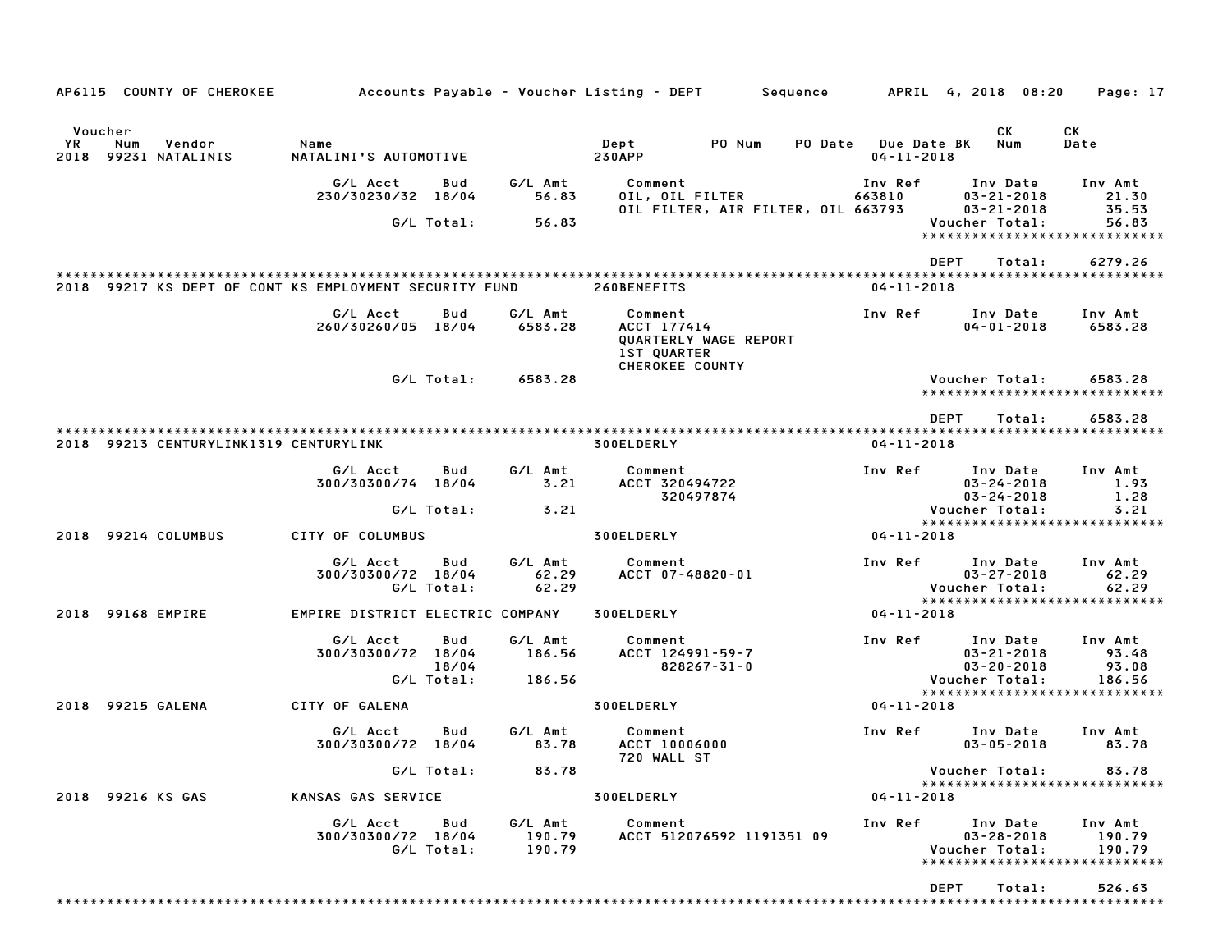AP6115 COUNTY OF CHEROKEE — Accounts Payable - Voucher Listing - DEPT — Sequence — APRIL 4, 2018 08:20

| Voucher YR | Num | Vendor | Name | Dept | PO Num | PO Date | Due Date BK | CK Num | CK Date |
|---|---|---|---|---|---|---|---|---|---|
| 2018 | 99231 | NATALINIS | NATALINI'S AUTOMOTIVE | 230APP | | | 04-11-2018 | | |

| G/L Acct | Bud | G/L Amt | Comment | Inv Ref | Inv Date | Inv Amt |
|---|---|---|---|---|---|---|
| 230/30230/32 | 18/04 | 56.83 | OIL, OIL FILTER | 663810 | 03-21-2018 | 21.30 |
| | | | OIL FILTER, AIR FILTER, OIL | 663793 | 03-21-2018 | 35.53 |
| | G/L Total: | 56.83 | | | Voucher Total: | 56.83 |

DEPT Total: 6279.26

| Voucher YR | Num | Vendor | Name | Dept | Due Date |
|---|---|---|---|---|---|
| 2018 | 99217 | KS DEPT OF CONT | KS EMPLOYMENT SECURITY FUND | 260BENEFITS | 04-11-2018 |

| G/L Acct | Bud | G/L Amt | Comment | Inv Ref | Inv Date | Inv Amt |
|---|---|---|---|---|---|---|
| 260/30260/05 | 18/04 | 6583.28 | ACCT 177414 QUARTERLY WAGE REPORT 1ST QUARTER CHEROKEE COUNTY | | 04-01-2018 | 6583.28 |
| | G/L Total: | 6583.28 | | | Voucher Total: | 6583.28 |

DEPT Total: 6583.28

| Voucher YR | Num | Vendor | Name | Dept | Due Date |
|---|---|---|---|---|---|
| 2018 | 99213 | CENTURYLINK1319 | CENTURYLINK | 300ELDERLY | 04-11-2018 |

| G/L Acct | Bud | G/L Amt | Comment | Inv Ref | Inv Date | Inv Amt |
|---|---|---|---|---|---|---|
| 300/30300/74 | 18/04 | 3.21 | ACCT 320494722 | | 03-24-2018 | 1.93 |
| | | | 320497874 | | 03-24-2018 | 1.28 |
| | G/L Total: | 3.21 | | | Voucher Total: | 3.21 |

| Voucher YR | Num | Vendor | Name | Dept | Due Date |
|---|---|---|---|---|---|
| 2018 | 99214 | COLUMBUS | CITY OF COLUMBUS | 300ELDERLY | 04-11-2018 |

| G/L Acct | Bud | G/L Amt | Comment | Inv Ref | Inv Date | Inv Amt |
|---|---|---|---|---|---|---|
| 300/30300/72 | 18/04 | 62.29 | ACCT 07-48820-01 | | 03-27-2018 | 62.29 |
| | G/L Total: | 62.29 | | | Voucher Total: | 62.29 |

| Voucher YR | Num | Vendor | Name | Dept | Due Date |
|---|---|---|---|---|---|
| 2018 | 99168 | EMPIRE | EMPIRE DISTRICT ELECTRIC COMPANY | 300ELDERLY | 04-11-2018 |

| G/L Acct | Bud | G/L Amt | Comment | Inv Ref | Inv Date | Inv Amt |
|---|---|---|---|---|---|---|
| 300/30300/72 | 18/04 | 186.56 | ACCT 124991-59-7 | | 03-21-2018 | 93.48 |
| | 18/04 | | 828267-31-0 | | 03-20-2018 | 93.08 |
| | G/L Total: | 186.56 | | | Voucher Total: | 186.56 |

| Voucher YR | Num | Vendor | Name | Dept | Due Date |
|---|---|---|---|---|---|
| 2018 | 99215 | GALENA | CITY OF GALENA | 300ELDERLY | 04-11-2018 |

| G/L Acct | Bud | G/L Amt | Comment | Inv Ref | Inv Date | Inv Amt |
|---|---|---|---|---|---|---|
| 300/30300/72 | 18/04 | 83.78 | ACCT 10006000 720 WALL ST | | 03-05-2018 | 83.78 |
| | G/L Total: | 83.78 | | | Voucher Total: | 83.78 |

| Voucher YR | Num | Vendor | Name | Dept | Due Date |
|---|---|---|---|---|---|
| 2018 | 99216 | KS GAS | KANSAS GAS SERVICE | 300ELDERLY | 04-11-2018 |

| G/L Acct | Bud | G/L Amt | Comment | Inv Ref | Inv Date | Inv Amt |
|---|---|---|---|---|---|---|
| 300/30300/72 | 18/04 | 190.79 | ACCT 512076592 1191351 09 | | 03-28-2018 | 190.79 |
| | G/L Total: | 190.79 | | | Voucher Total: | 190.79 |

DEPT Total: 526.63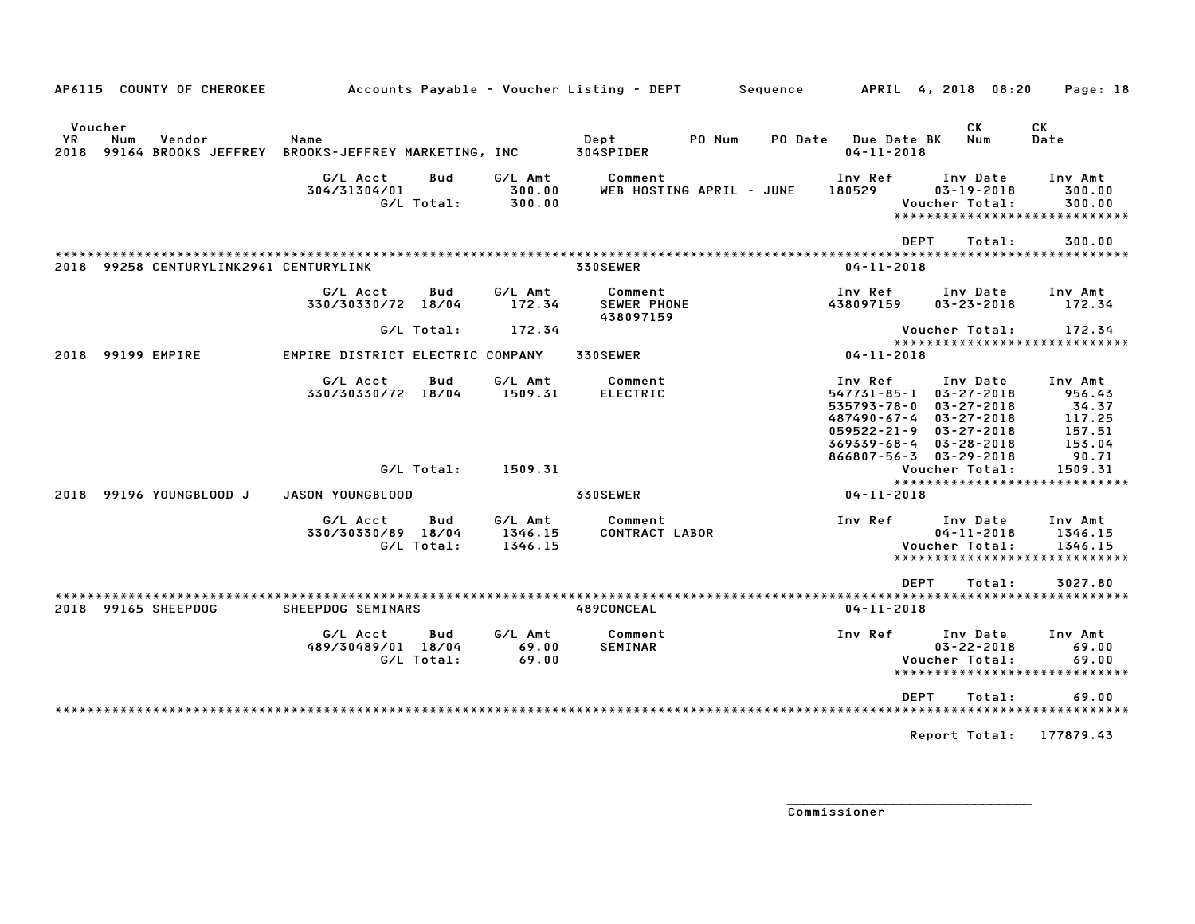AP6115 COUNTY OF CHEROKEE — Accounts Payable - Voucher Listing - DEPT — Sequence — APRIL 4, 2018 08:20 — Page: 18

| Voucher YR | Num | Vendor | Name | Dept | PO Num | PO Date | Due Date BK | CK Num | CK Date |
|---|---|---|---|---|---|---|---|---|---|
| 2018 | 99164 | BROOKS JEFFREY | BROOKS-JEFFREY MARKETING, INC | 304SPIDER | | | 04-11-2018 | | |

| G/L Acct | Bud | G/L Amt | Comment | Inv Ref | Inv Date | Inv Amt |
|---|---|---|---|---|---|---|
| 304/31304/01 | | 300.00 | WEB HOSTING APRIL - JUNE | 180529 | 03-19-2018 | 300.00 |
| | G/L Total: | 300.00 | | | Voucher Total: | 300.00 |

DEPT Total: 300.00

| Voucher YR | Num | Vendor | Name | Dept | PO Num | PO Date | Due Date BK | CK Num | CK Date |
|---|---|---|---|---|---|---|---|---|---|
| 2018 | 99258 | CENTURYLINK2961 | CENTURYLINK | 330SEWER | | | 04-11-2018 | | |

| G/L Acct | Bud | G/L Amt | Comment | Inv Ref | Inv Date | Inv Amt |
|---|---|---|---|---|---|---|
| 330/30330/72 | 18/04 | 172.34 | SEWER PHONE 438097159 | 438097159 | 03-23-2018 | 172.34 |
| | G/L Total: | 172.34 | | | Voucher Total: | 172.34 |

| Voucher YR | Num | Vendor | Name | Dept | PO Num | PO Date | Due Date BK | CK Num | CK Date |
|---|---|---|---|---|---|---|---|---|---|
| 2018 | 99199 | EMPIRE | EMPIRE DISTRICT ELECTRIC COMPANY | 330SEWER | | | 04-11-2018 | | |

| G/L Acct | Bud | G/L Amt | Comment | Inv Ref | Inv Date | Inv Amt |
|---|---|---|---|---|---|---|
| 330/30330/72 | 18/04 | 1509.31 | ELECTRIC | 547731-85-1 | 03-27-2018 | 956.43 |
| | | | | 535793-78-0 | 03-27-2018 | 34.37 |
| | | | | 487490-67-4 | 03-27-2018 | 117.25 |
| | | | | 059522-21-9 | 03-27-2018 | 157.51 |
| | | | | 369339-68-4 | 03-28-2018 | 153.04 |
| | | | | 866807-56-3 | 03-29-2018 | 90.71 |
| | G/L Total: | 1509.31 | | | Voucher Total: | 1509.31 |

| Voucher YR | Num | Vendor | Name | Dept | PO Num | PO Date | Due Date BK | CK Num | CK Date |
|---|---|---|---|---|---|---|---|---|---|
| 2018 | 99196 | YOUNGBLOOD J | JASON YOUNGBLOOD | 330SEWER | | | 04-11-2018 | | |

| G/L Acct | Bud | G/L Amt | Comment | Inv Ref | Inv Date | Inv Amt |
|---|---|---|---|---|---|---|
| 330/30330/89 | 18/04 | 1346.15 | CONTRACT LABOR | | 04-11-2018 | 1346.15 |
| | G/L Total: | 1346.15 | | | Voucher Total: | 1346.15 |

DEPT Total: 3027.80

| Voucher YR | Num | Vendor | Name | Dept | PO Num | PO Date | Due Date BK | CK Num | CK Date |
|---|---|---|---|---|---|---|---|---|---|
| 2018 | 99165 | SHEEPDOG | SHEEPDOG SEMINARS | 489CONCEAL | | | 04-11-2018 | | |

| G/L Acct | Bud | G/L Amt | Comment | Inv Ref | Inv Date | Inv Amt |
|---|---|---|---|---|---|---|
| 489/30489/01 | 18/04 | 69.00 | SEMINAR | | 03-22-2018 | 69.00 |
| | G/L Total: | 69.00 | | | Voucher Total: | 69.00 |

DEPT Total: 69.00

Report Total: 177879.43

______________________________
Commissioner